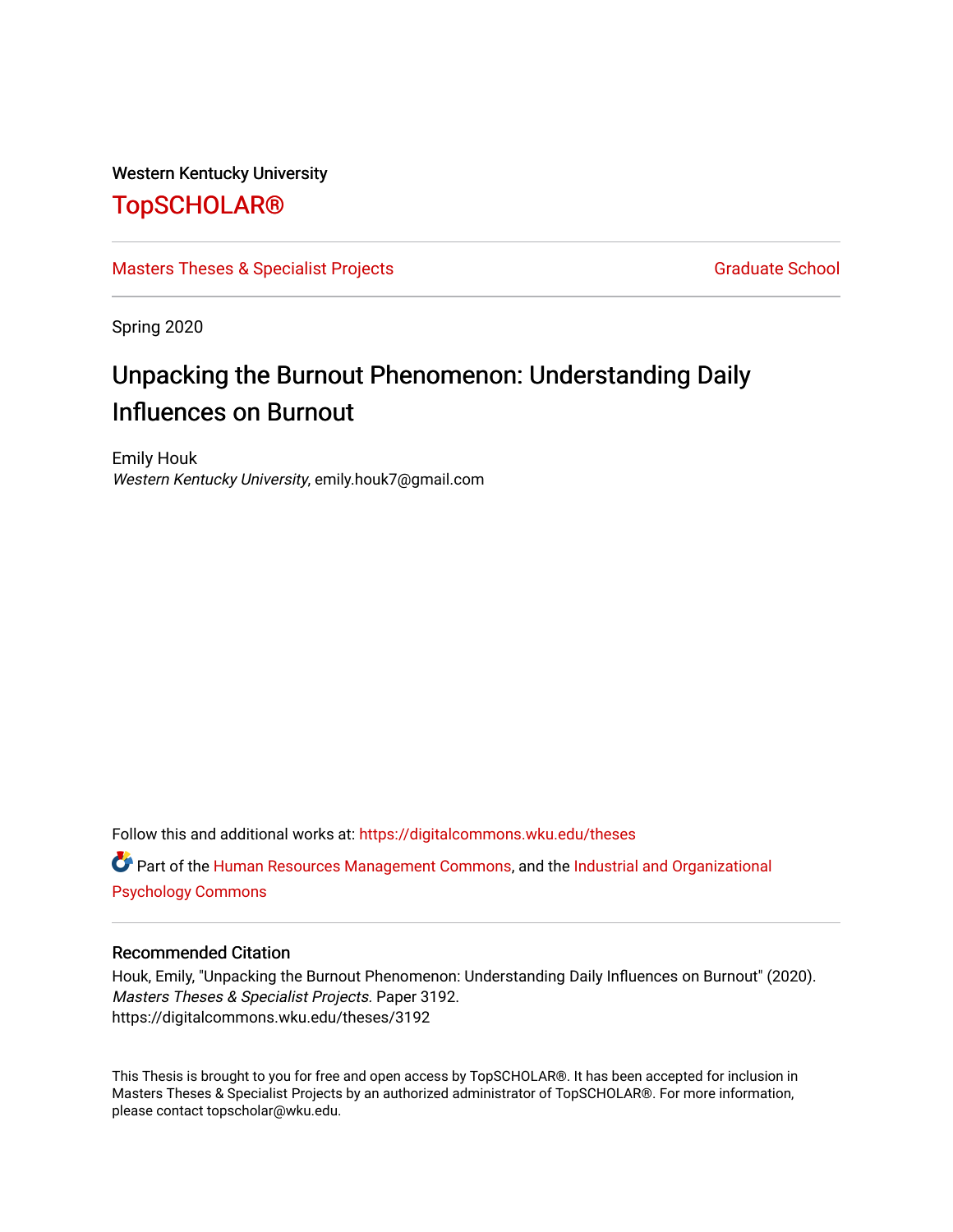Western Kentucky University

# TopSCHOLAR®

Masters Theses & Specialist Projects

Graduate School

Spring 2020

## Unpacking the Burnout Phenomenon: Understanding Daily Influences on Burnout

Emily Houk
*Western Kentucky University*, emily.houk7@gmail.com

Follow this and additional works at: https://digitalcommons.wku.edu/theses

Part of the Human Resources Management Commons, and the Industrial and Organizational Psychology Commons

### Recommended Citation

Houk, Emily, "Unpacking the Burnout Phenomenon: Understanding Daily Influences on Burnout" (2020). *Masters Theses & Specialist Projects*. Paper 3192.
https://digitalcommons.wku.edu/theses/3192

This Thesis is brought to you for free and open access by TopSCHOLAR®. It has been accepted for inclusion in Masters Theses & Specialist Projects by an authorized administrator of TopSCHOLAR®. For more information, please contact topscholar@wku.edu.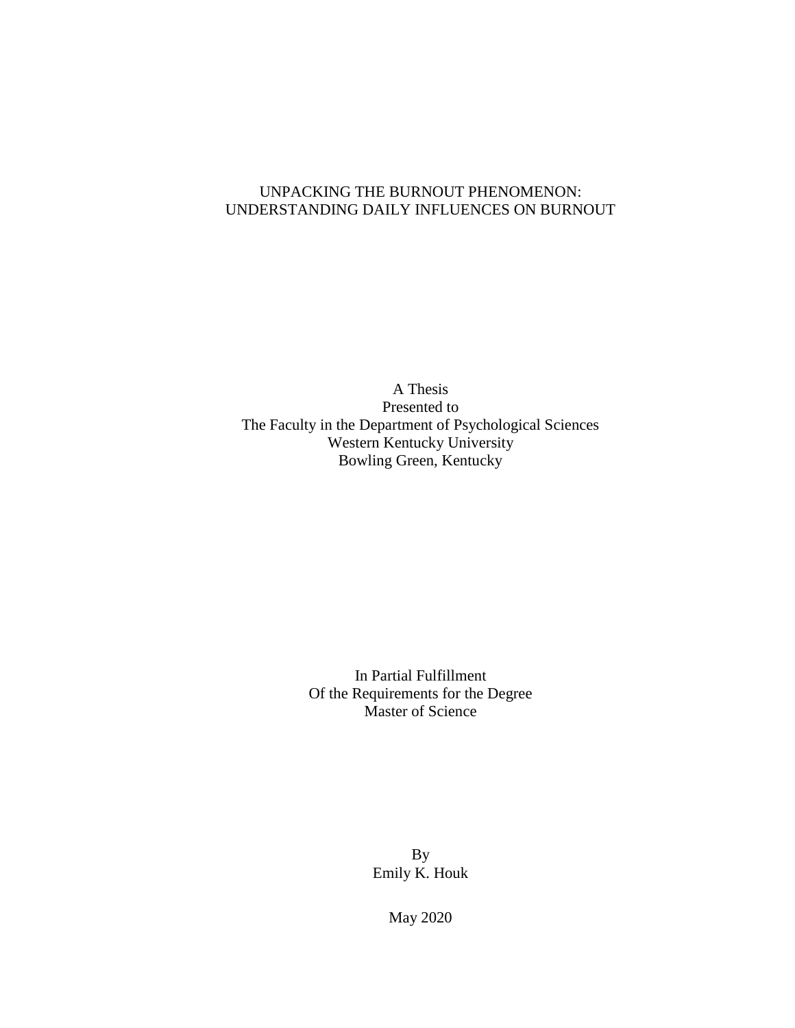# UNPACKING THE BURNOUT PHENOMENON: UNDERSTANDING DAILY INFLUENCES ON BURNOUT

A Thesis
Presented to
The Faculty in the Department of Psychological Sciences
Western Kentucky University
Bowling Green, Kentucky

In Partial Fulfillment
Of the Requirements for the Degree
Master of Science

By
Emily K. Houk

May 2020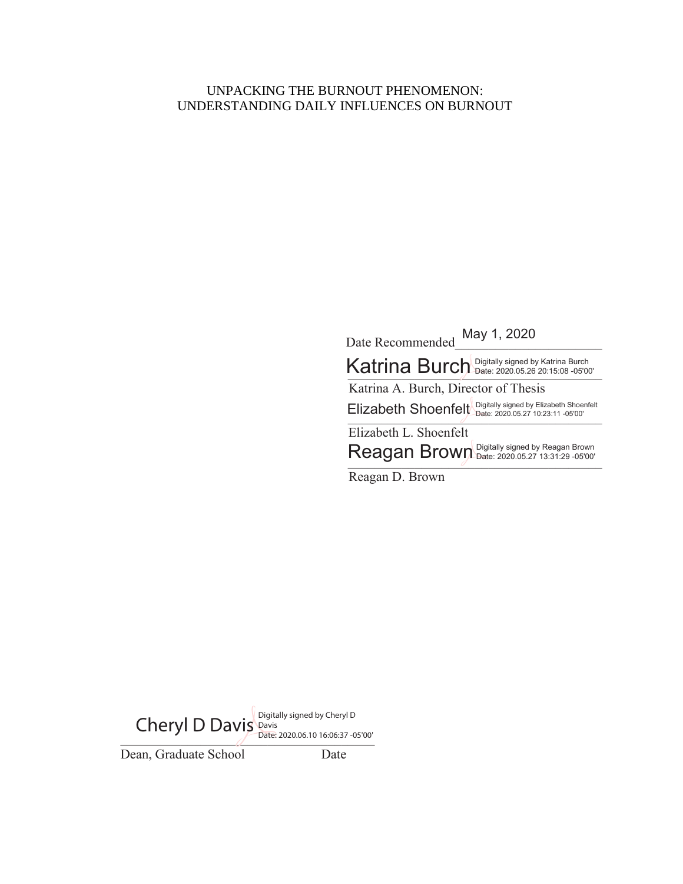UNPACKING THE BURNOUT PHENOMENON:
UNDERSTANDING DAILY INFLUENCES ON BURNOUT

Date Recommended May 1, 2020

Katrina Burch Digitally signed by Katrina Burch Date: 2020.05.26 20:15:08 -05'00'

Katrina A. Burch, Director of Thesis

Elizabeth Shoenfelt Digitally signed by Elizabeth Shoenfelt Date: 2020.05.27 10:23:11 -05'00'

Elizabeth L. Shoenfelt

Reagan Brown Digitally signed by Reagan Brown Date: 2020.05.27 13:31:29 -05'00'

Reagan D. Brown

Cheryl D Davis Digitally signed by Cheryl D Davis Date: 2020.06.10 16:06:37 -05'00'

Dean, Graduate School                Date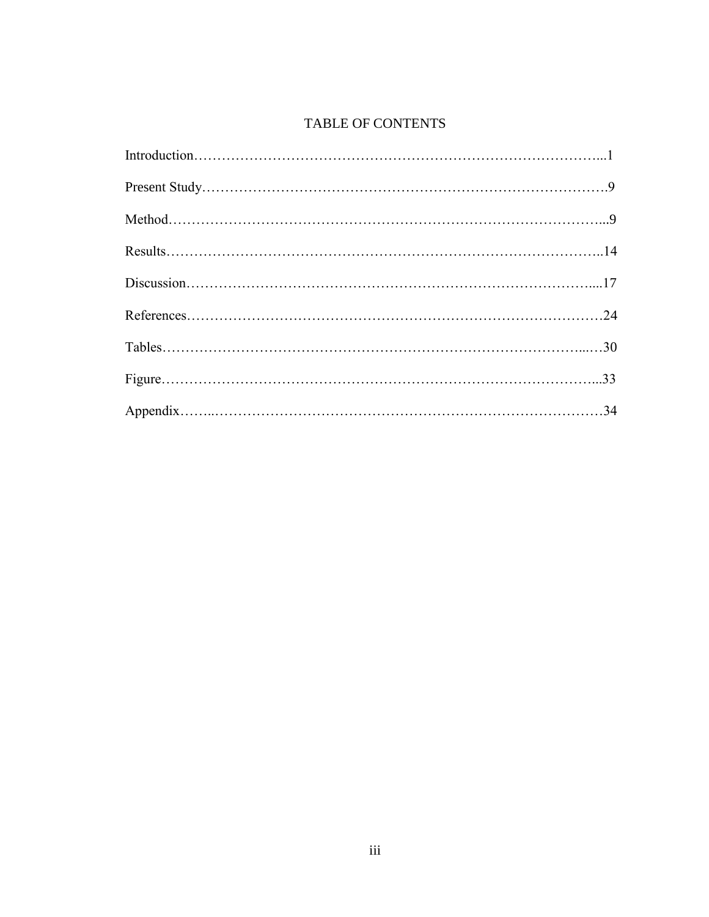# TABLE OF CONTENTS

Introduction……………………………………………………………………………...1

Present Study…………………………………………………………………………….9

Method……………………………………………………………………………………...9

Results………………………………………………………………………………..14

Discussion………………………………………………………………………….....17

References……………………………………………………………………………….24

Tables…………………………………………………………………………….....…30

Figure……………………………………………………………………………………...33

Appendix……..…………………………………………………………………………34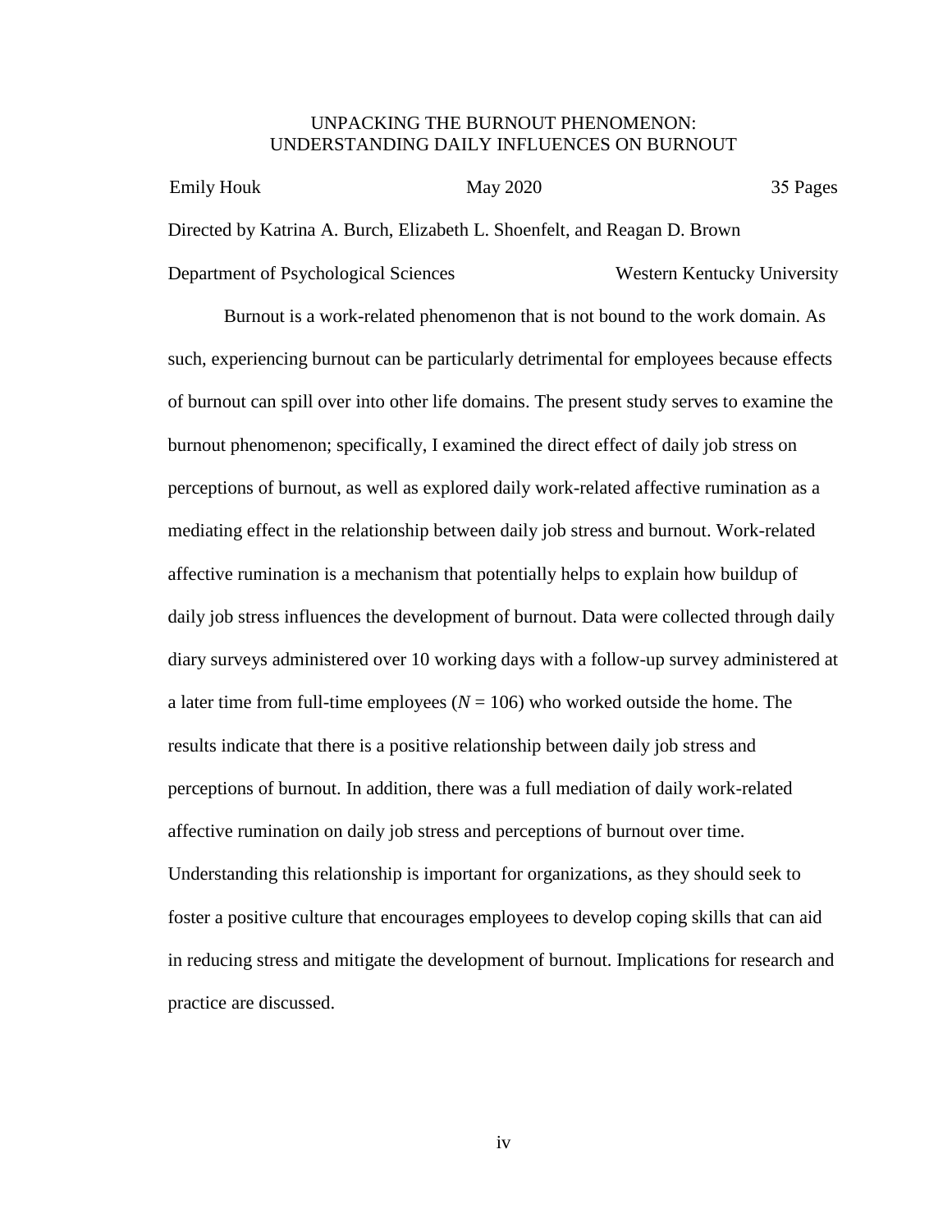# UNPACKING THE BURNOUT PHENOMENON: UNDERSTANDING DAILY INFLUENCES ON BURNOUT

Emily Houk May 2020 35 Pages

Directed by Katrina A. Burch, Elizabeth L. Shoenfelt, and Reagan D. Brown

Department of Psychological Sciences Western Kentucky University

Burnout is a work-related phenomenon that is not bound to the work domain. As such, experiencing burnout can be particularly detrimental for employees because effects of burnout can spill over into other life domains. The present study serves to examine the burnout phenomenon; specifically, I examined the direct effect of daily job stress on perceptions of burnout, as well as explored daily work-related affective rumination as a mediating effect in the relationship between daily job stress and burnout. Work-related affective rumination is a mechanism that potentially helps to explain how buildup of daily job stress influences the development of burnout. Data were collected through daily diary surveys administered over 10 working days with a follow-up survey administered at a later time from full-time employees ($N = 106$) who worked outside the home. The results indicate that there is a positive relationship between daily job stress and perceptions of burnout. In addition, there was a full mediation of daily work-related affective rumination on daily job stress and perceptions of burnout over time. Understanding this relationship is important for organizations, as they should seek to foster a positive culture that encourages employees to develop coping skills that can aid in reducing stress and mitigate the development of burnout. Implications for research and practice are discussed.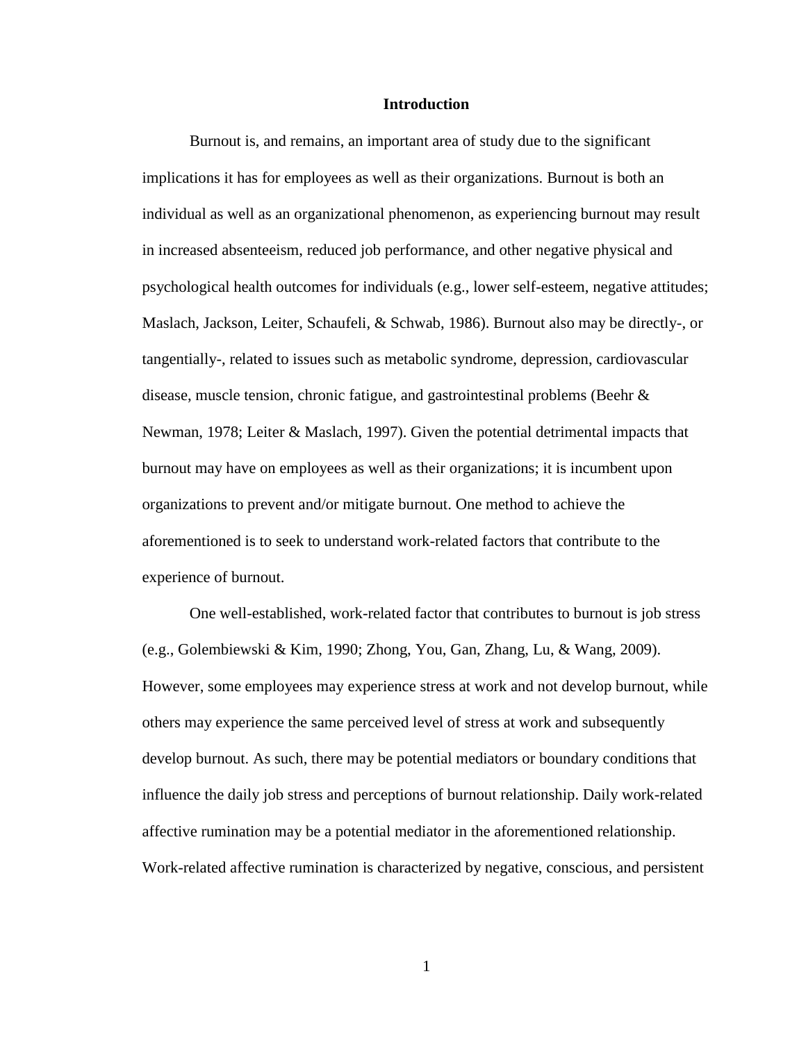# Introduction

Burnout is, and remains, an important area of study due to the significant implications it has for employees as well as their organizations. Burnout is both an individual as well as an organizational phenomenon, as experiencing burnout may result in increased absenteeism, reduced job performance, and other negative physical and psychological health outcomes for individuals (e.g., lower self-esteem, negative attitudes; Maslach, Jackson, Leiter, Schaufeli, & Schwab, 1986). Burnout also may be directly-, or tangentially-, related to issues such as metabolic syndrome, depression, cardiovascular disease, muscle tension, chronic fatigue, and gastrointestinal problems (Beehr & Newman, 1978; Leiter & Maslach, 1997). Given the potential detrimental impacts that burnout may have on employees as well as their organizations; it is incumbent upon organizations to prevent and/or mitigate burnout. One method to achieve the aforementioned is to seek to understand work-related factors that contribute to the experience of burnout.

One well-established, work-related factor that contributes to burnout is job stress (e.g., Golembiewski & Kim, 1990; Zhong, You, Gan, Zhang, Lu, & Wang, 2009). However, some employees may experience stress at work and not develop burnout, while others may experience the same perceived level of stress at work and subsequently develop burnout. As such, there may be potential mediators or boundary conditions that influence the daily job stress and perceptions of burnout relationship. Daily work-related affective rumination may be a potential mediator in the aforementioned relationship. Work-related affective rumination is characterized by negative, conscious, and persistent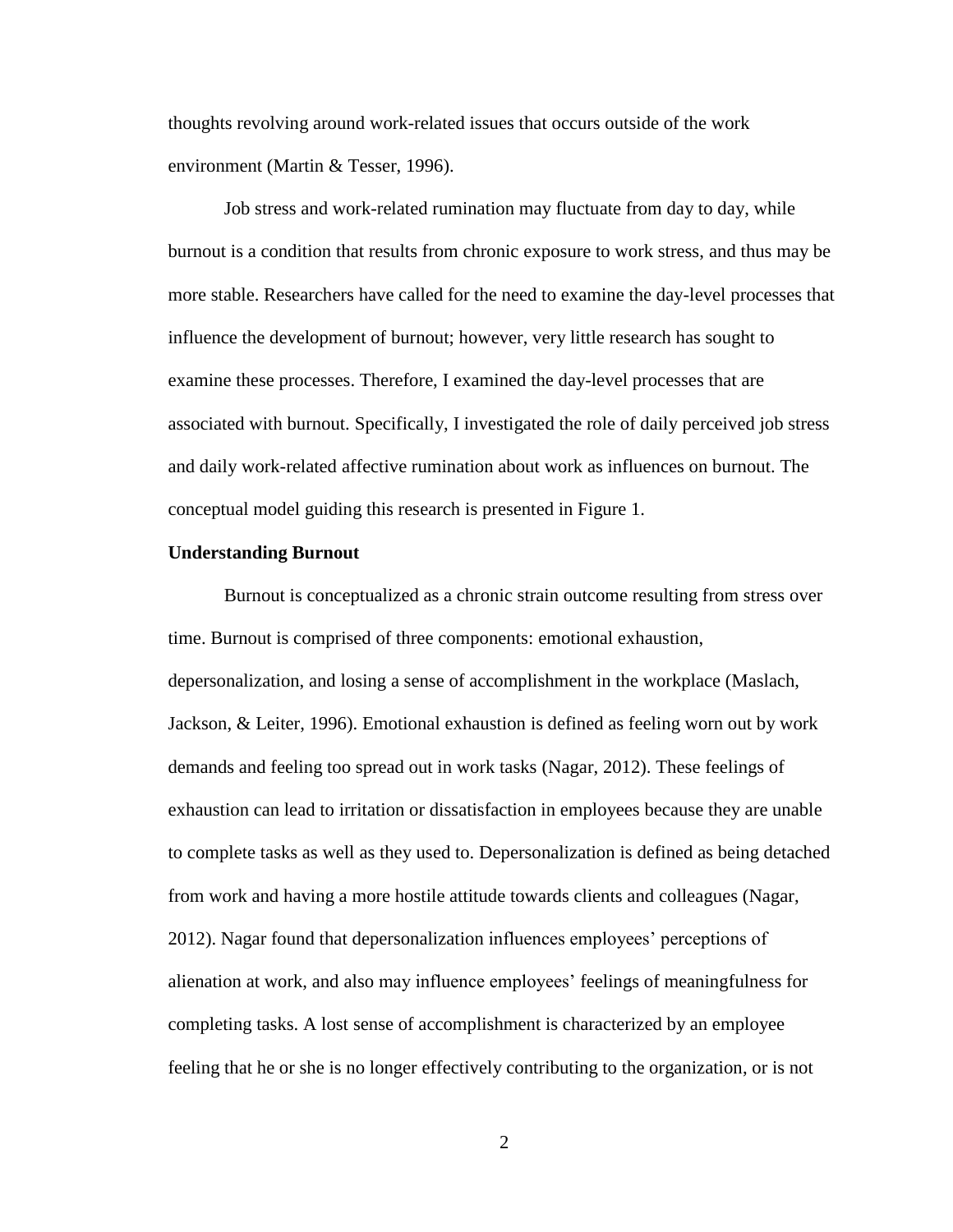thoughts revolving around work-related issues that occurs outside of the work environment (Martin & Tesser, 1996).

Job stress and work-related rumination may fluctuate from day to day, while burnout is a condition that results from chronic exposure to work stress, and thus may be more stable. Researchers have called for the need to examine the day-level processes that influence the development of burnout; however, very little research has sought to examine these processes. Therefore, I examined the day-level processes that are associated with burnout. Specifically, I investigated the role of daily perceived job stress and daily work-related affective rumination about work as influences on burnout. The conceptual model guiding this research is presented in Figure 1.

**Understanding Burnout**

Burnout is conceptualized as a chronic strain outcome resulting from stress over time. Burnout is comprised of three components: emotional exhaustion, depersonalization, and losing a sense of accomplishment in the workplace (Maslach, Jackson, & Leiter, 1996). Emotional exhaustion is defined as feeling worn out by work demands and feeling too spread out in work tasks (Nagar, 2012). These feelings of exhaustion can lead to irritation or dissatisfaction in employees because they are unable to complete tasks as well as they used to. Depersonalization is defined as being detached from work and having a more hostile attitude towards clients and colleagues (Nagar, 2012). Nagar found that depersonalization influences employees' perceptions of alienation at work, and also may influence employees' feelings of meaningfulness for completing tasks. A lost sense of accomplishment is characterized by an employee feeling that he or she is no longer effectively contributing to the organization, or is not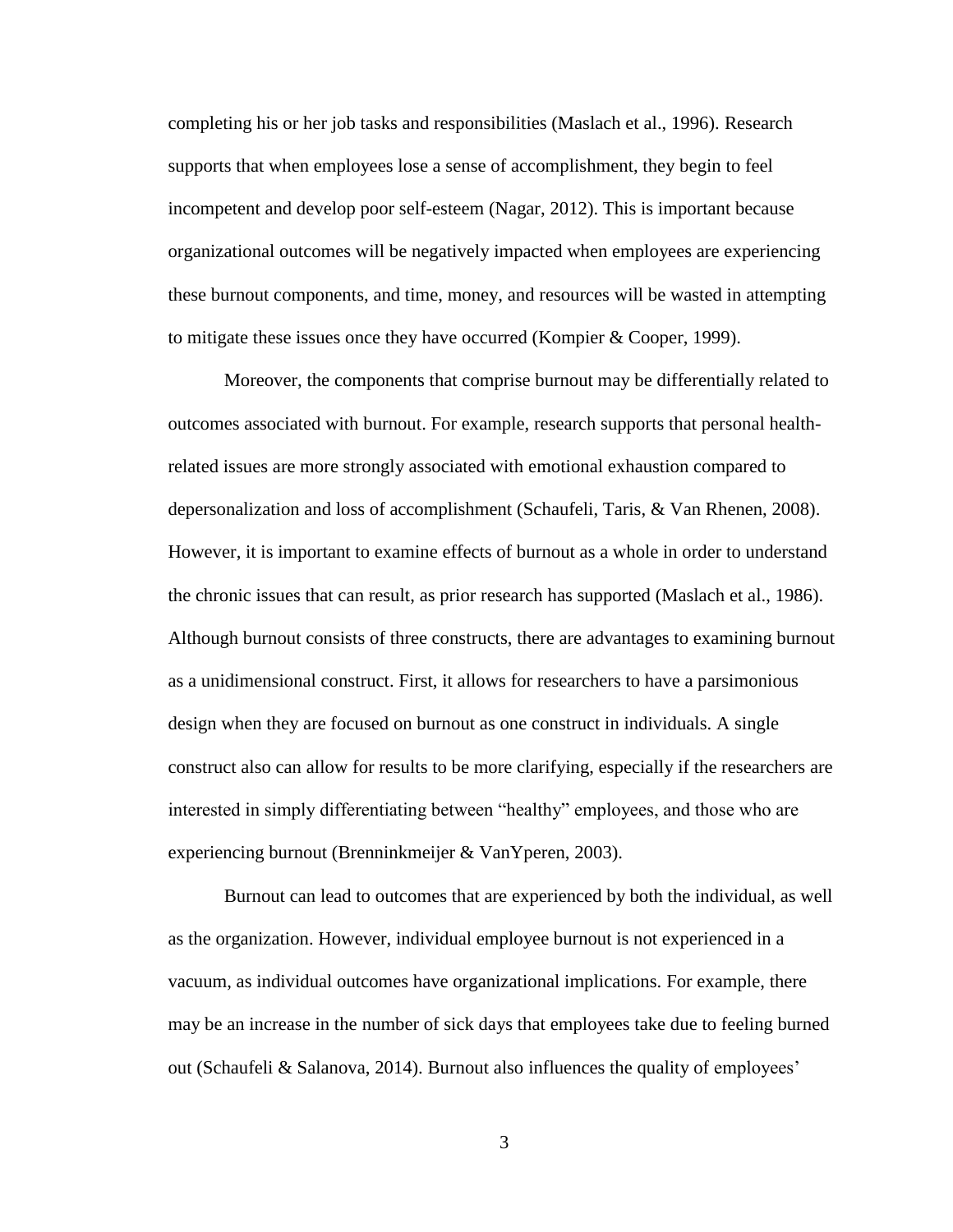completing his or her job tasks and responsibilities (Maslach et al., 1996). Research supports that when employees lose a sense of accomplishment, they begin to feel incompetent and develop poor self-esteem (Nagar, 2012). This is important because organizational outcomes will be negatively impacted when employees are experiencing these burnout components, and time, money, and resources will be wasted in attempting to mitigate these issues once they have occurred (Kompier & Cooper, 1999).

Moreover, the components that comprise burnout may be differentially related to outcomes associated with burnout. For example, research supports that personal health-related issues are more strongly associated with emotional exhaustion compared to depersonalization and loss of accomplishment (Schaufeli, Taris, & Van Rhenen, 2008). However, it is important to examine effects of burnout as a whole in order to understand the chronic issues that can result, as prior research has supported (Maslach et al., 1986). Although burnout consists of three constructs, there are advantages to examining burnout as a unidimensional construct. First, it allows for researchers to have a parsimonious design when they are focused on burnout as one construct in individuals. A single construct also can allow for results to be more clarifying, especially if the researchers are interested in simply differentiating between "healthy" employees, and those who are experiencing burnout (Brenninkmeijer & VanYperen, 2003).

Burnout can lead to outcomes that are experienced by both the individual, as well as the organization. However, individual employee burnout is not experienced in a vacuum, as individual outcomes have organizational implications. For example, there may be an increase in the number of sick days that employees take due to feeling burned out (Schaufeli & Salanova, 2014). Burnout also influences the quality of employees'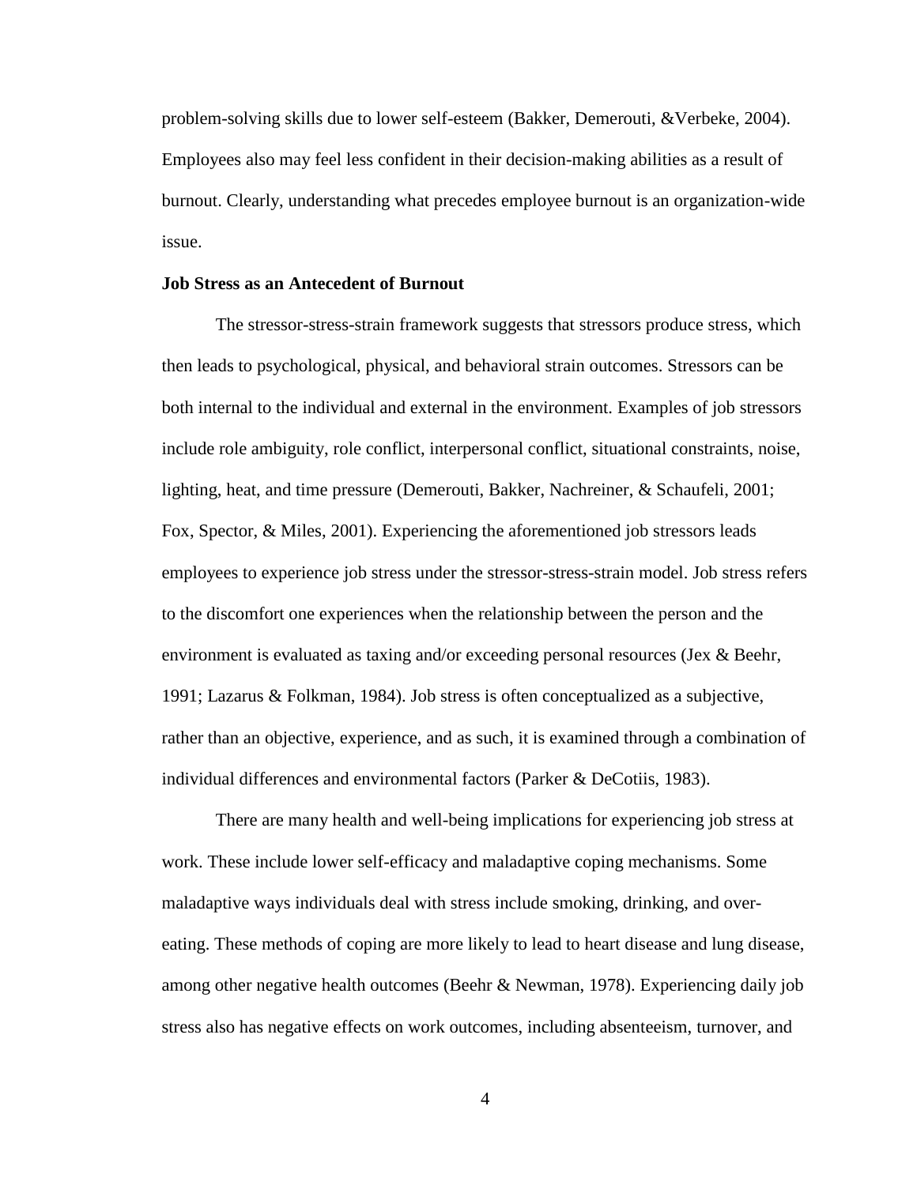problem-solving skills due to lower self-esteem (Bakker, Demerouti, &Verbeke, 2004). Employees also may feel less confident in their decision-making abilities as a result of burnout. Clearly, understanding what precedes employee burnout is an organization-wide issue.

**Job Stress as an Antecedent of Burnout**

The stressor-stress-strain framework suggests that stressors produce stress, which then leads to psychological, physical, and behavioral strain outcomes. Stressors can be both internal to the individual and external in the environment. Examples of job stressors include role ambiguity, role conflict, interpersonal conflict, situational constraints, noise, lighting, heat, and time pressure (Demerouti, Bakker, Nachreiner, & Schaufeli, 2001; Fox, Spector, & Miles, 2001). Experiencing the aforementioned job stressors leads employees to experience job stress under the stressor-stress-strain model. Job stress refers to the discomfort one experiences when the relationship between the person and the environment is evaluated as taxing and/or exceeding personal resources (Jex & Beehr, 1991; Lazarus & Folkman, 1984). Job stress is often conceptualized as a subjective, rather than an objective, experience, and as such, it is examined through a combination of individual differences and environmental factors (Parker & DeCotiis, 1983).

There are many health and well-being implications for experiencing job stress at work. These include lower self-efficacy and maladaptive coping mechanisms. Some maladaptive ways individuals deal with stress include smoking, drinking, and over-eating. These methods of coping are more likely to lead to heart disease and lung disease, among other negative health outcomes (Beehr & Newman, 1978). Experiencing daily job stress also has negative effects on work outcomes, including absenteeism, turnover, and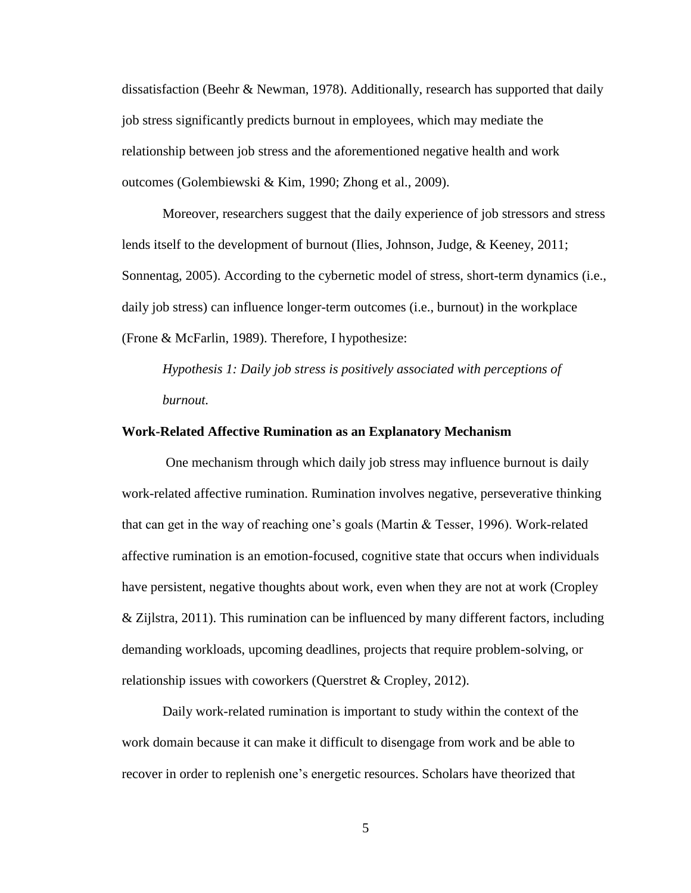dissatisfaction (Beehr & Newman, 1978). Additionally, research has supported that daily job stress significantly predicts burnout in employees, which may mediate the relationship between job stress and the aforementioned negative health and work outcomes (Golembiewski & Kim, 1990; Zhong et al., 2009).

Moreover, researchers suggest that the daily experience of job stressors and stress lends itself to the development of burnout (Ilies, Johnson, Judge, & Keeney, 2011; Sonnentag, 2005). According to the cybernetic model of stress, short-term dynamics (i.e., daily job stress) can influence longer-term outcomes (i.e., burnout) in the workplace (Frone & McFarlin, 1989). Therefore, I hypothesize:

*Hypothesis 1: Daily job stress is positively associated with perceptions of burnout.*

**Work-Related Affective Rumination as an Explanatory Mechanism**

One mechanism through which daily job stress may influence burnout is daily work-related affective rumination. Rumination involves negative, perseverative thinking that can get in the way of reaching one's goals (Martin & Tesser, 1996). Work-related affective rumination is an emotion-focused, cognitive state that occurs when individuals have persistent, negative thoughts about work, even when they are not at work (Cropley & Zijlstra, 2011). This rumination can be influenced by many different factors, including demanding workloads, upcoming deadlines, projects that require problem-solving, or relationship issues with coworkers (Querstret & Cropley, 2012).

Daily work-related rumination is important to study within the context of the work domain because it can make it difficult to disengage from work and be able to recover in order to replenish one's energetic resources. Scholars have theorized that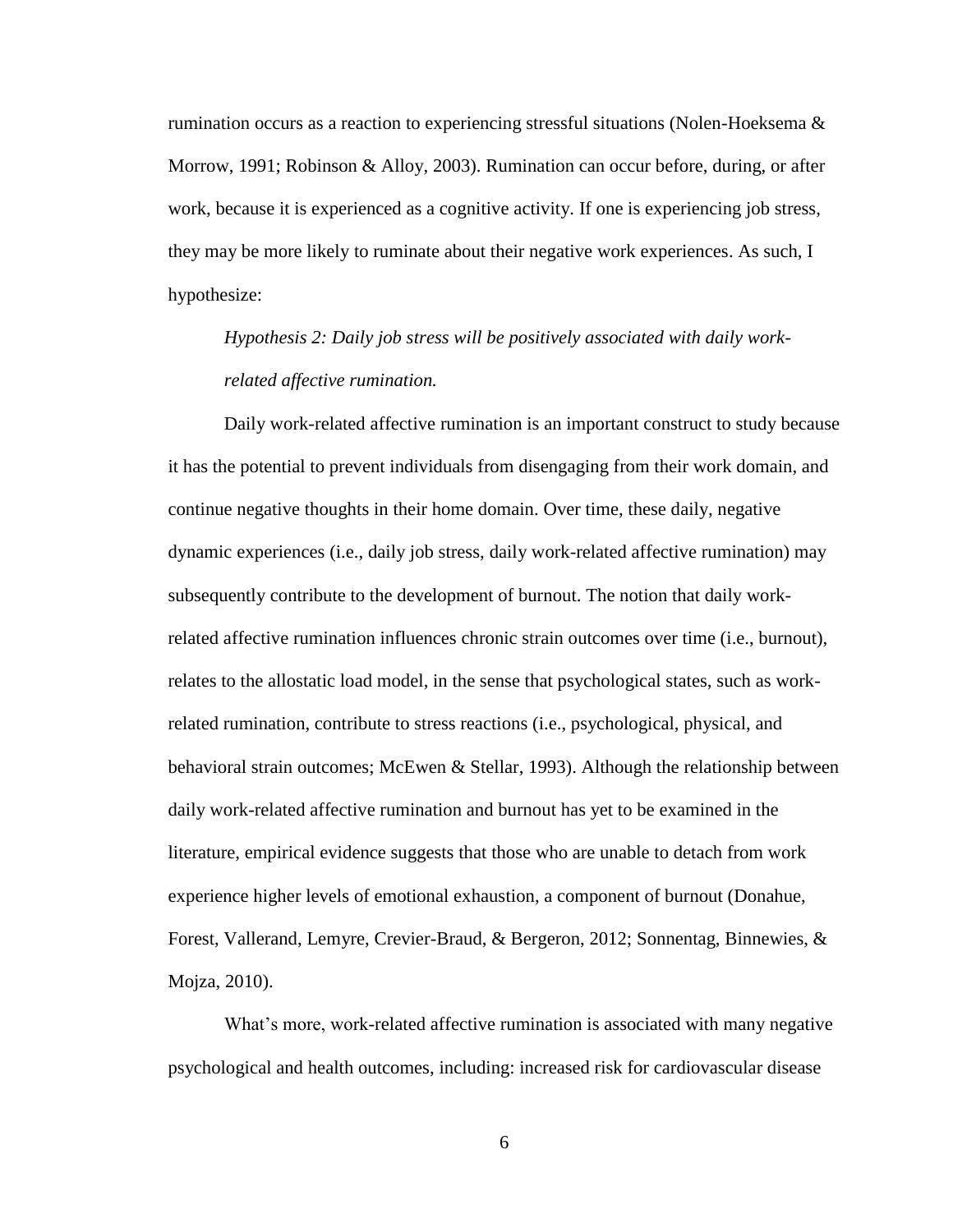rumination occurs as a reaction to experiencing stressful situations (Nolen-Hoeksema & Morrow, 1991; Robinson & Alloy, 2003). Rumination can occur before, during, or after work, because it is experienced as a cognitive activity. If one is experiencing job stress, they may be more likely to ruminate about their negative work experiences. As such, I hypothesize:

> *Hypothesis 2: Daily job stress will be positively associated with daily work-related affective rumination.*

Daily work-related affective rumination is an important construct to study because it has the potential to prevent individuals from disengaging from their work domain, and continue negative thoughts in their home domain. Over time, these daily, negative dynamic experiences (i.e., daily job stress, daily work-related affective rumination) may subsequently contribute to the development of burnout. The notion that daily work-related affective rumination influences chronic strain outcomes over time (i.e., burnout), relates to the allostatic load model, in the sense that psychological states, such as work-related rumination, contribute to stress reactions (i.e., psychological, physical, and behavioral strain outcomes; McEwen & Stellar, 1993). Although the relationship between daily work-related affective rumination and burnout has yet to be examined in the literature, empirical evidence suggests that those who are unable to detach from work experience higher levels of emotional exhaustion, a component of burnout (Donahue, Forest, Vallerand, Lemyre, Crevier-Braud, & Bergeron, 2012; Sonnentag, Binnewies, & Mojza, 2010).

What's more, work-related affective rumination is associated with many negative psychological and health outcomes, including: increased risk for cardiovascular disease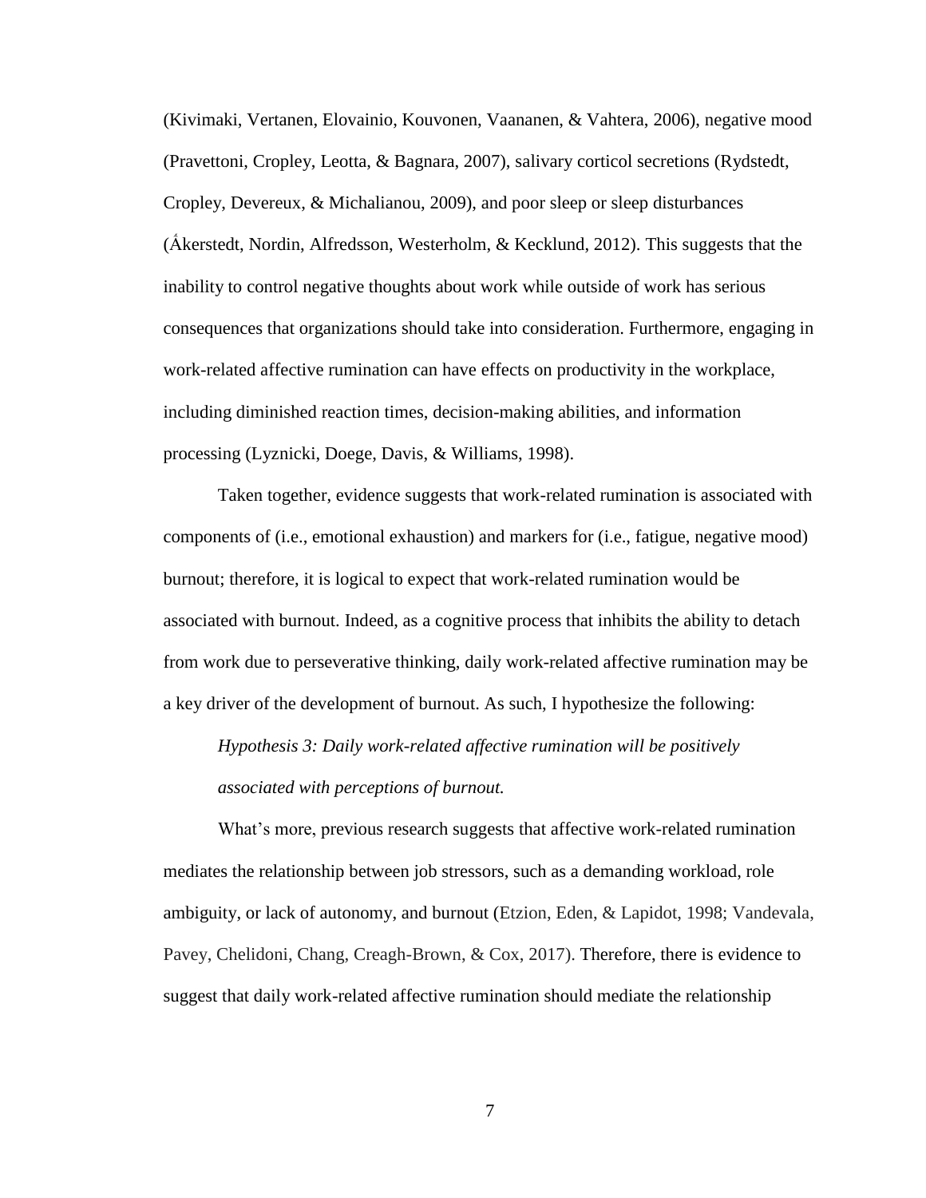(Kivimaki, Vertanen, Elovainio, Kouvonen, Vaananen, & Vahtera, 2006), negative mood (Pravettoni, Cropley, Leotta, & Bagnara, 2007), salivary corticol secretions (Rydstedt, Cropley, Devereux, & Michalianou, 2009), and poor sleep or sleep disturbances (Ǻkerstedt, Nordin, Alfredsson, Westerholm, & Kecklund, 2012). This suggests that the inability to control negative thoughts about work while outside of work has serious consequences that organizations should take into consideration. Furthermore, engaging in work-related affective rumination can have effects on productivity in the workplace, including diminished reaction times, decision-making abilities, and information processing (Lyznicki, Doege, Davis, & Williams, 1998).

Taken together, evidence suggests that work-related rumination is associated with components of (i.e., emotional exhaustion) and markers for (i.e., fatigue, negative mood) burnout; therefore, it is logical to expect that work-related rumination would be associated with burnout. Indeed, as a cognitive process that inhibits the ability to detach from work due to perseverative thinking, daily work-related affective rumination may be a key driver of the development of burnout. As such, I hypothesize the following:

*Hypothesis 3: Daily work-related affective rumination will be positively associated with perceptions of burnout.*

What's more, previous research suggests that affective work-related rumination mediates the relationship between job stressors, such as a demanding workload, role ambiguity, or lack of autonomy, and burnout (Etzion, Eden, & Lapidot, 1998; Vandevala, Pavey, Chelidoni, Chang, Creagh-Brown, & Cox, 2017). Therefore, there is evidence to suggest that daily work-related affective rumination should mediate the relationship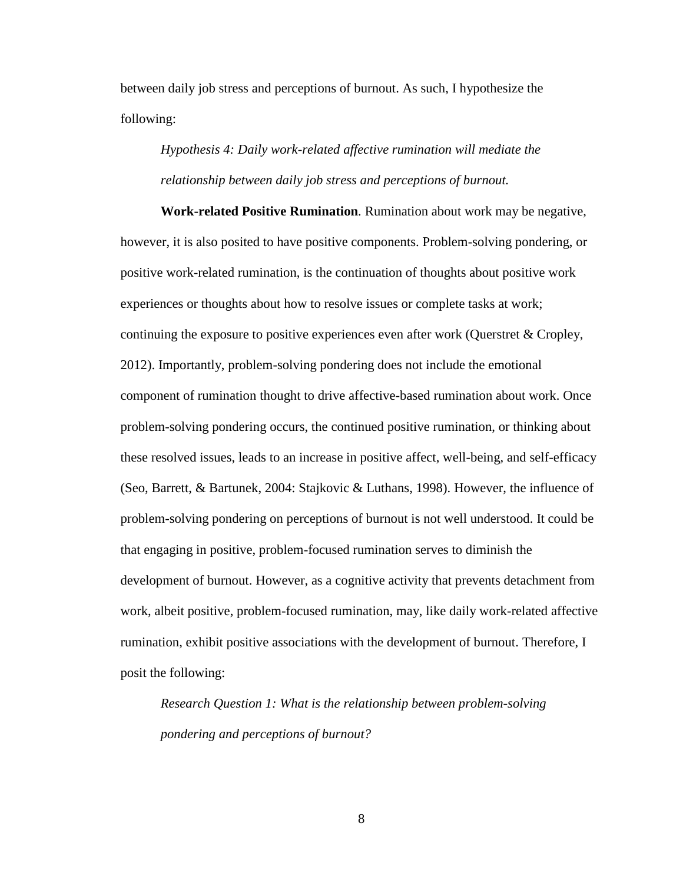between daily job stress and perceptions of burnout. As such, I hypothesize the following:

*Hypothesis 4: Daily work-related affective rumination will mediate the relationship between daily job stress and perceptions of burnout.*

**Work-related Positive Rumination**. Rumination about work may be negative, however, it is also posited to have positive components. Problem-solving pondering, or positive work-related rumination, is the continuation of thoughts about positive work experiences or thoughts about how to resolve issues or complete tasks at work; continuing the exposure to positive experiences even after work (Querstret & Cropley, 2012). Importantly, problem-solving pondering does not include the emotional component of rumination thought to drive affective-based rumination about work. Once problem-solving pondering occurs, the continued positive rumination, or thinking about these resolved issues, leads to an increase in positive affect, well-being, and self-efficacy (Seo, Barrett, & Bartunek, 2004: Stajkovic & Luthans, 1998). However, the influence of problem-solving pondering on perceptions of burnout is not well understood. It could be that engaging in positive, problem-focused rumination serves to diminish the development of burnout. However, as a cognitive activity that prevents detachment from work, albeit positive, problem-focused rumination, may, like daily work-related affective rumination, exhibit positive associations with the development of burnout. Therefore, I posit the following:

*Research Question 1: What is the relationship between problem-solving pondering and perceptions of burnout?*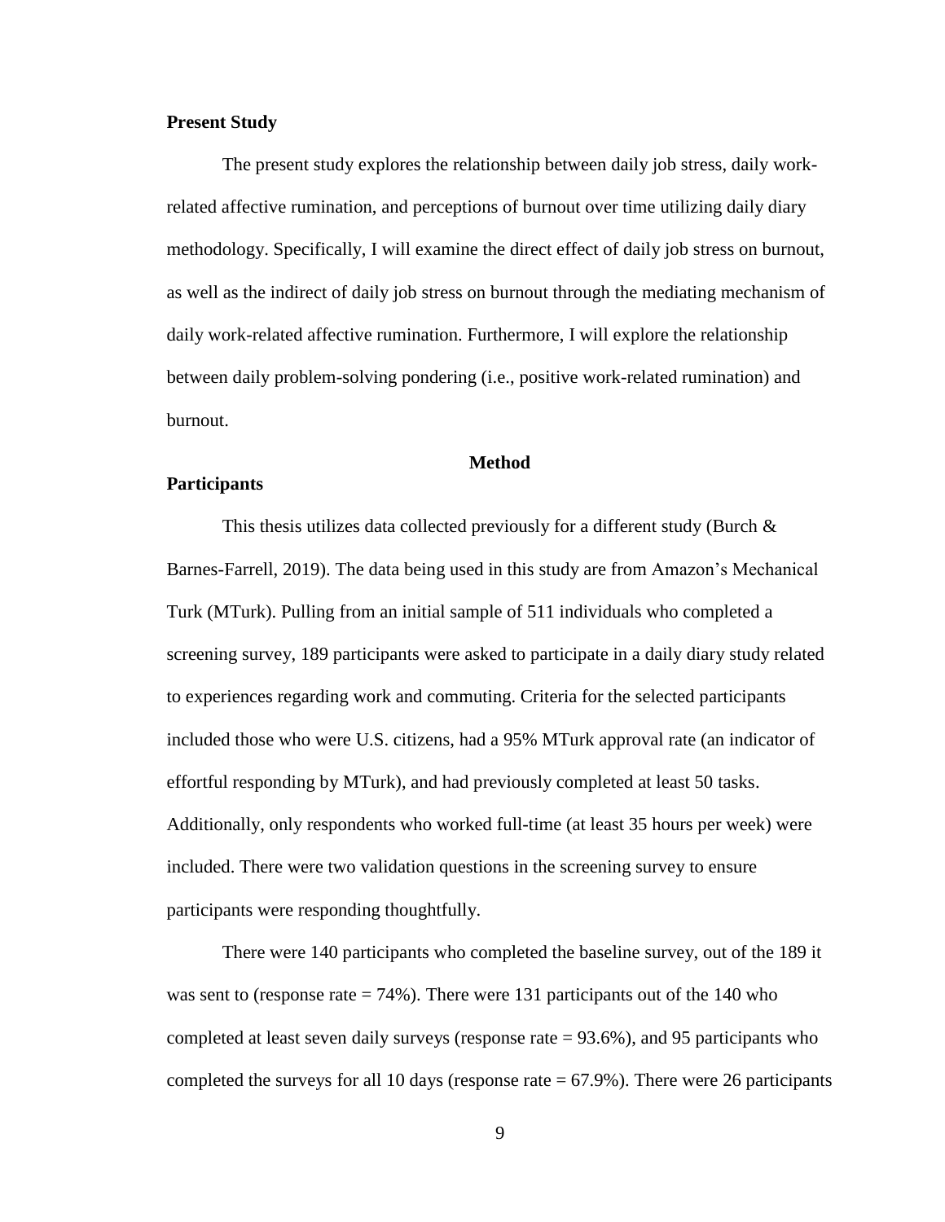## Present Study

The present study explores the relationship between daily job stress, daily work-related affective rumination, and perceptions of burnout over time utilizing daily diary methodology. Specifically, I will examine the direct effect of daily job stress on burnout, as well as the indirect of daily job stress on burnout through the mediating mechanism of daily work-related affective rumination. Furthermore, I will explore the relationship between daily problem-solving pondering (i.e., positive work-related rumination) and burnout.

# Method

## Participants

This thesis utilizes data collected previously for a different study (Burch & Barnes-Farrell, 2019). The data being used in this study are from Amazon's Mechanical Turk (MTurk). Pulling from an initial sample of 511 individuals who completed a screening survey, 189 participants were asked to participate in a daily diary study related to experiences regarding work and commuting. Criteria for the selected participants included those who were U.S. citizens, had a 95% MTurk approval rate (an indicator of effortful responding by MTurk), and had previously completed at least 50 tasks. Additionally, only respondents who worked full-time (at least 35 hours per week) were included. There were two validation questions in the screening survey to ensure participants were responding thoughtfully.

There were 140 participants who completed the baseline survey, out of the 189 it was sent to (response rate = 74%). There were 131 participants out of the 140 who completed at least seven daily surveys (response rate = 93.6%), and 95 participants who completed the surveys for all 10 days (response rate = 67.9%). There were 26 participants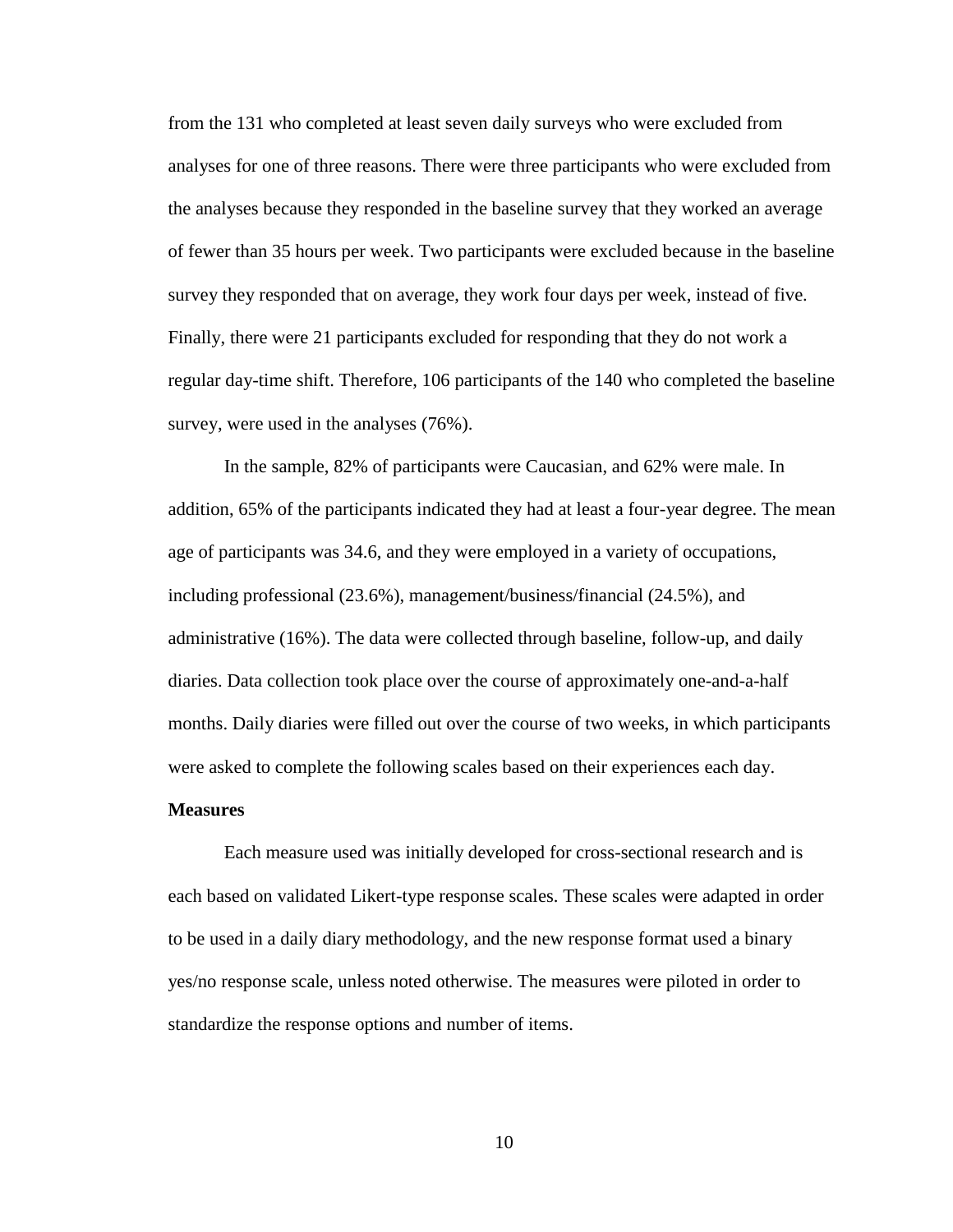from the 131 who completed at least seven daily surveys who were excluded from analyses for one of three reasons. There were three participants who were excluded from the analyses because they responded in the baseline survey that they worked an average of fewer than 35 hours per week. Two participants were excluded because in the baseline survey they responded that on average, they work four days per week, instead of five. Finally, there were 21 participants excluded for responding that they do not work a regular day-time shift. Therefore, 106 participants of the 140 who completed the baseline survey, were used in the analyses (76%).

In the sample, 82% of participants were Caucasian, and 62% were male. In addition, 65% of the participants indicated they had at least a four-year degree. The mean age of participants was 34.6, and they were employed in a variety of occupations, including professional (23.6%), management/business/financial (24.5%), and administrative (16%). The data were collected through baseline, follow-up, and daily diaries. Data collection took place over the course of approximately one-and-a-half months. Daily diaries were filled out over the course of two weeks, in which participants were asked to complete the following scales based on their experiences each day.

**Measures**

Each measure used was initially developed for cross-sectional research and is each based on validated Likert-type response scales. These scales were adapted in order to be used in a daily diary methodology, and the new response format used a binary yes/no response scale, unless noted otherwise. The measures were piloted in order to standardize the response options and number of items.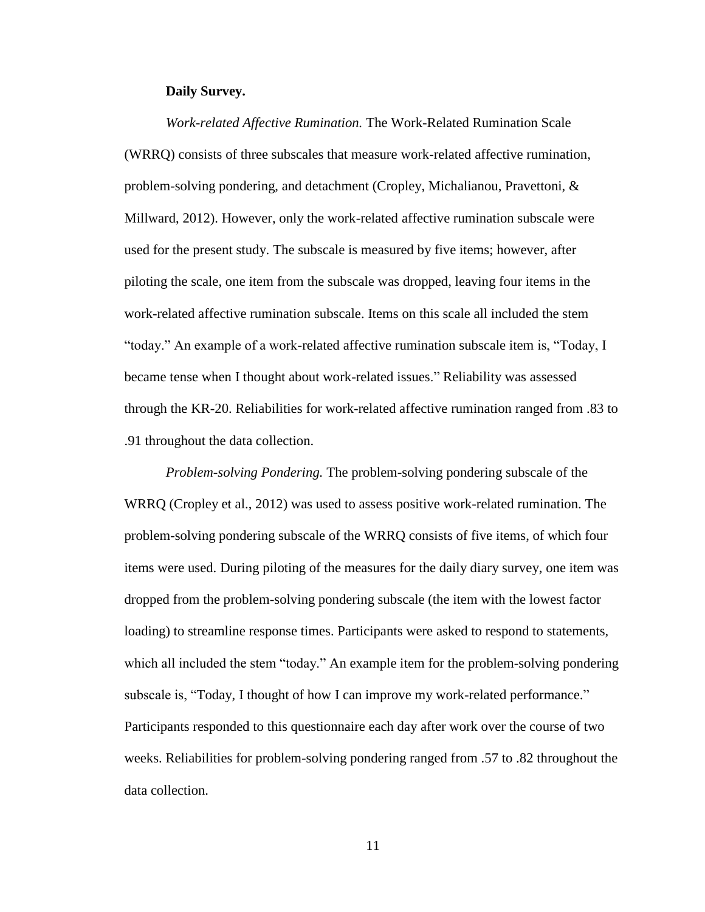**Daily Survey.**

*Work-related Affective Rumination.* The Work-Related Rumination Scale (WRRQ) consists of three subscales that measure work-related affective rumination, problem-solving pondering, and detachment (Cropley, Michalianou, Pravettoni, & Millward, 2012). However, only the work-related affective rumination subscale were used for the present study. The subscale is measured by five items; however, after piloting the scale, one item from the subscale was dropped, leaving four items in the work-related affective rumination subscale. Items on this scale all included the stem "today." An example of a work-related affective rumination subscale item is, "Today, I became tense when I thought about work-related issues." Reliability was assessed through the KR-20. Reliabilities for work-related affective rumination ranged from .83 to .91 throughout the data collection.

*Problem-solving Pondering.* The problem-solving pondering subscale of the WRRQ (Cropley et al., 2012) was used to assess positive work-related rumination. The problem-solving pondering subscale of the WRRQ consists of five items, of which four items were used. During piloting of the measures for the daily diary survey, one item was dropped from the problem-solving pondering subscale (the item with the lowest factor loading) to streamline response times. Participants were asked to respond to statements, which all included the stem "today." An example item for the problem-solving pondering subscale is, "Today, I thought of how I can improve my work-related performance." Participants responded to this questionnaire each day after work over the course of two weeks. Reliabilities for problem-solving pondering ranged from .57 to .82 throughout the data collection.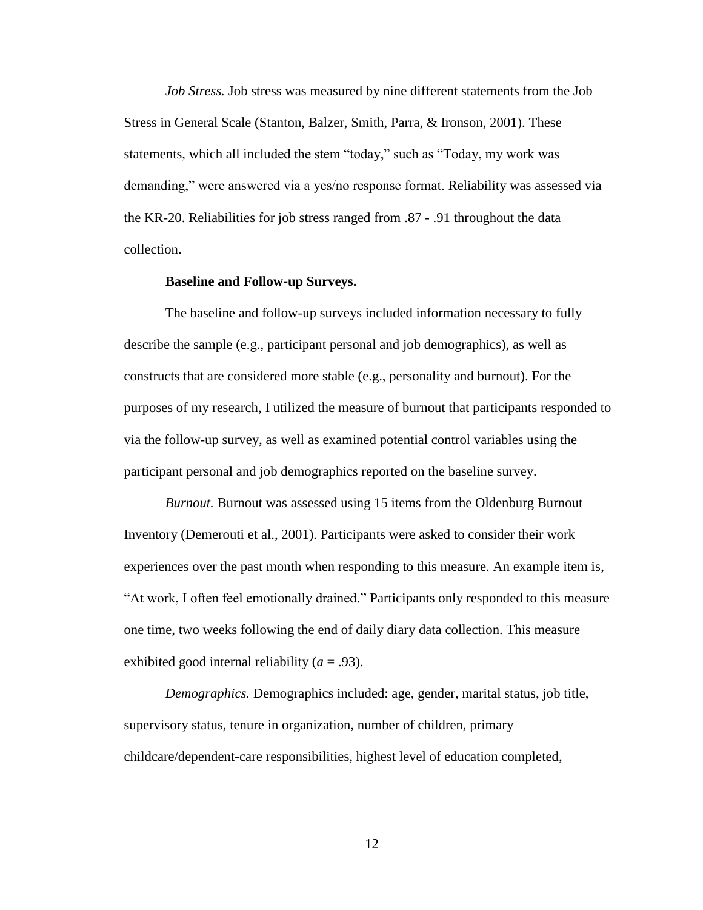*Job Stress.* Job stress was measured by nine different statements from the Job Stress in General Scale (Stanton, Balzer, Smith, Parra, & Ironson, 2001). These statements, which all included the stem “today,” such as “Today, my work was demanding,” were answered via a yes/no response format. Reliability was assessed via the KR-20. Reliabilities for job stress ranged from .87 - .91 throughout the data collection.

**Baseline and Follow-up Surveys.**

The baseline and follow-up surveys included information necessary to fully describe the sample (e.g., participant personal and job demographics), as well as constructs that are considered more stable (e.g., personality and burnout). For the purposes of my research, I utilized the measure of burnout that participants responded to via the follow-up survey, as well as examined potential control variables using the participant personal and job demographics reported on the baseline survey.

*Burnout.* Burnout was assessed using 15 items from the Oldenburg Burnout Inventory (Demerouti et al., 2001). Participants were asked to consider their work experiences over the past month when responding to this measure. An example item is, “At work, I often feel emotionally drained.” Participants only responded to this measure one time, two weeks following the end of daily diary data collection. This measure exhibited good internal reliability ($a$ = .93).

*Demographics.* Demographics included: age, gender, marital status, job title, supervisory status, tenure in organization, number of children, primary childcare/dependent-care responsibilities, highest level of education completed,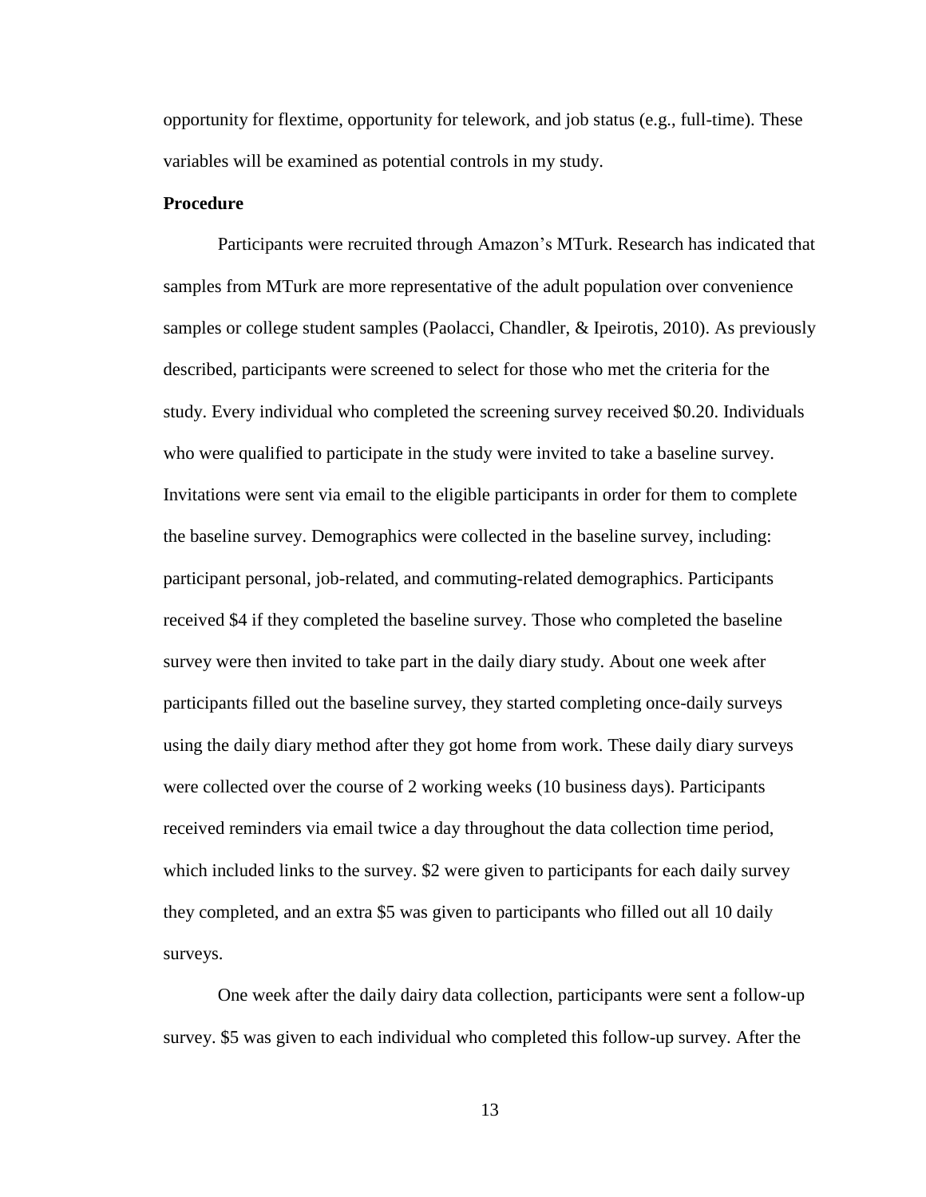opportunity for flextime, opportunity for telework, and job status (e.g., full-time). These variables will be examined as potential controls in my study.

**Procedure**

Participants were recruited through Amazon's MTurk. Research has indicated that samples from MTurk are more representative of the adult population over convenience samples or college student samples (Paolacci, Chandler, & Ipeirotis, 2010). As previously described, participants were screened to select for those who met the criteria for the study. Every individual who completed the screening survey received $0.20. Individuals who were qualified to participate in the study were invited to take a baseline survey. Invitations were sent via email to the eligible participants in order for them to complete the baseline survey. Demographics were collected in the baseline survey, including: participant personal, job-related, and commuting-related demographics. Participants received $4 if they completed the baseline survey. Those who completed the baseline survey were then invited to take part in the daily diary study. About one week after participants filled out the baseline survey, they started completing once-daily surveys using the daily diary method after they got home from work. These daily diary surveys were collected over the course of 2 working weeks (10 business days). Participants received reminders via email twice a day throughout the data collection time period, which included links to the survey. $2 were given to participants for each daily survey they completed, and an extra $5 was given to participants who filled out all 10 daily surveys.

One week after the daily dairy data collection, participants were sent a follow-up survey. $5 was given to each individual who completed this follow-up survey. After the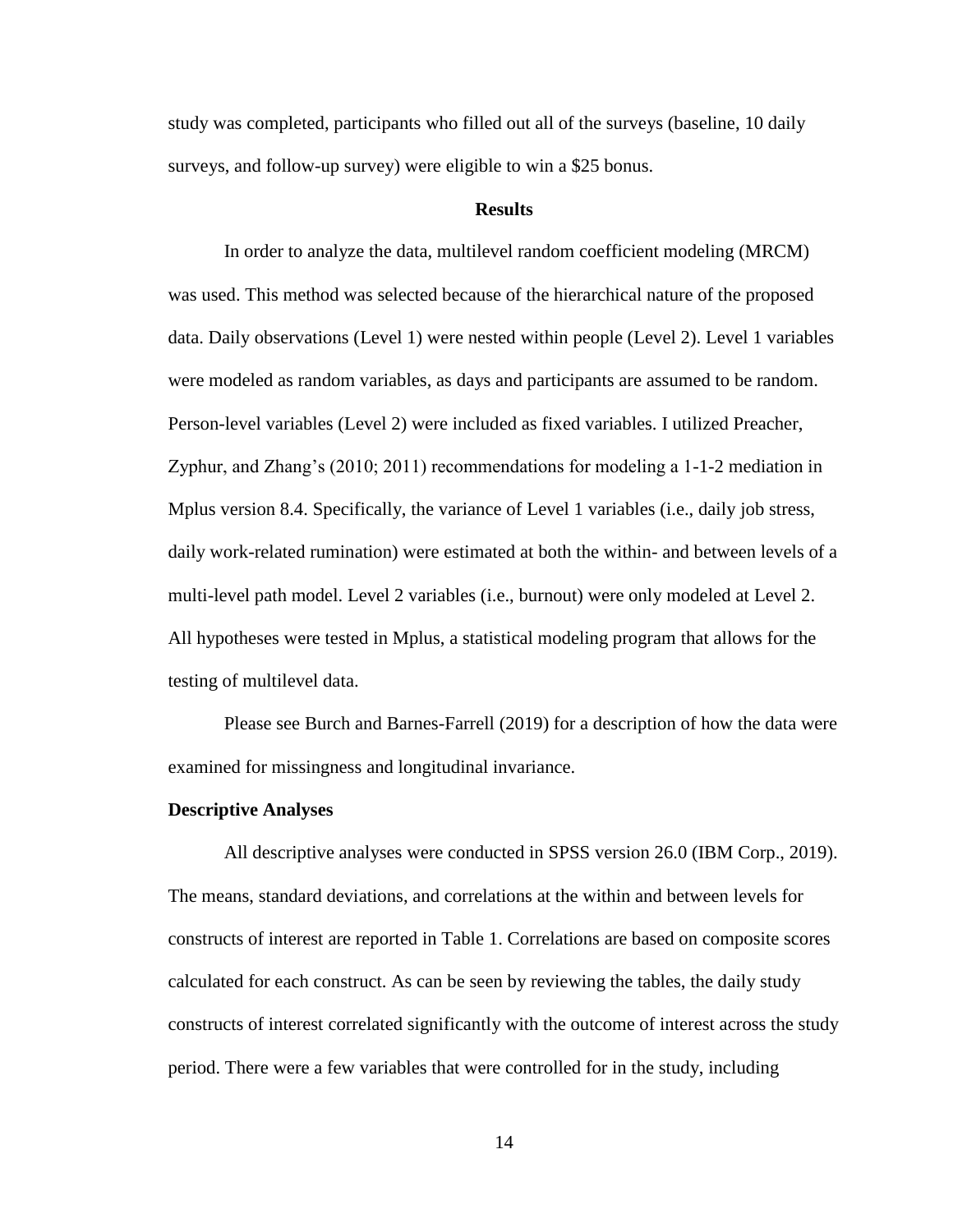study was completed, participants who filled out all of the surveys (baseline, 10 daily surveys, and follow-up survey) were eligible to win a $25 bonus.

## Results

In order to analyze the data, multilevel random coefficient modeling (MRCM) was used. This method was selected because of the hierarchical nature of the proposed data. Daily observations (Level 1) were nested within people (Level 2). Level 1 variables were modeled as random variables, as days and participants are assumed to be random. Person-level variables (Level 2) were included as fixed variables. I utilized Preacher, Zyphur, and Zhang's (2010; 2011) recommendations for modeling a 1-1-2 mediation in Mplus version 8.4. Specifically, the variance of Level 1 variables (i.e., daily job stress, daily work-related rumination) were estimated at both the within- and between levels of a multi-level path model. Level 2 variables (i.e., burnout) were only modeled at Level 2. All hypotheses were tested in Mplus, a statistical modeling program that allows for the testing of multilevel data.

Please see Burch and Barnes-Farrell (2019) for a description of how the data were examined for missingness and longitudinal invariance.

### Descriptive Analyses

All descriptive analyses were conducted in SPSS version 26.0 (IBM Corp., 2019). The means, standard deviations, and correlations at the within and between levels for constructs of interest are reported in Table 1. Correlations are based on composite scores calculated for each construct. As can be seen by reviewing the tables, the daily study constructs of interest correlated significantly with the outcome of interest across the study period. There were a few variables that were controlled for in the study, including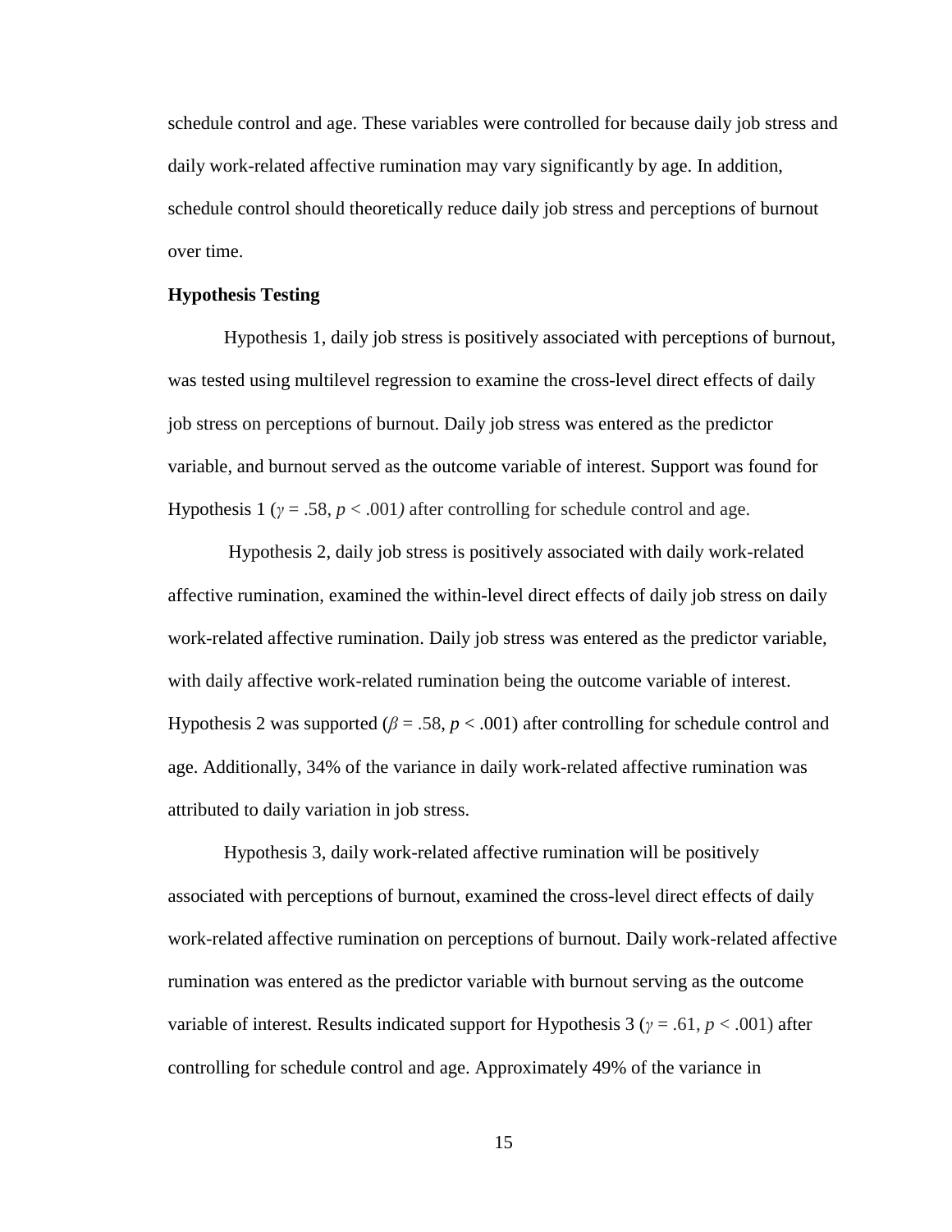schedule control and age. These variables were controlled for because daily job stress and daily work-related affective rumination may vary significantly by age. In addition, schedule control should theoretically reduce daily job stress and perceptions of burnout over time.

**Hypothesis Testing**

Hypothesis 1, daily job stress is positively associated with perceptions of burnout, was tested using multilevel regression to examine the cross-level direct effects of daily job stress on perceptions of burnout. Daily job stress was entered as the predictor variable, and burnout served as the outcome variable of interest. Support was found for Hypothesis 1 ($\gamma = .58$, $p < .001$) after controlling for schedule control and age.

Hypothesis 2, daily job stress is positively associated with daily work-related affective rumination, examined the within-level direct effects of daily job stress on daily work-related affective rumination. Daily job stress was entered as the predictor variable, with daily affective work-related rumination being the outcome variable of interest. Hypothesis 2 was supported ($\beta = .58$, $p < .001$) after controlling for schedule control and age. Additionally, 34% of the variance in daily work-related affective rumination was attributed to daily variation in job stress.

Hypothesis 3, daily work-related affective rumination will be positively associated with perceptions of burnout, examined the cross-level direct effects of daily work-related affective rumination on perceptions of burnout. Daily work-related affective rumination was entered as the predictor variable with burnout serving as the outcome variable of interest. Results indicated support for Hypothesis 3 ($\gamma = .61$, $p < .001$) after controlling for schedule control and age. Approximately 49% of the variance in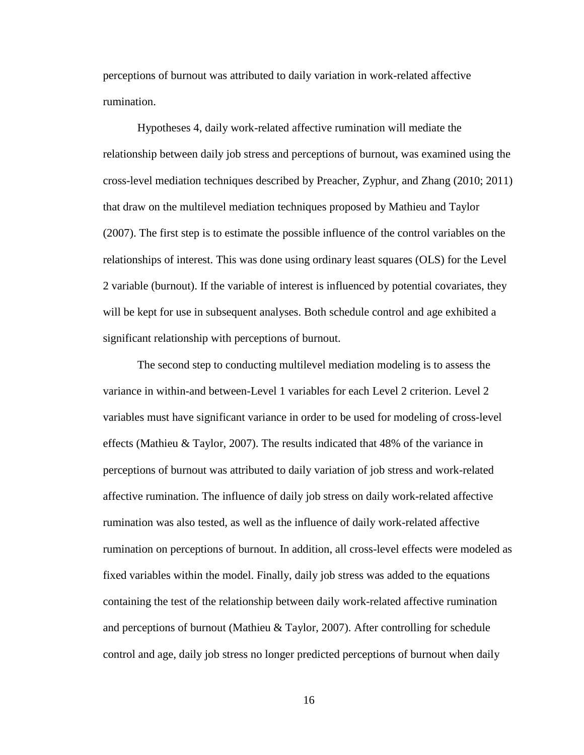perceptions of burnout was attributed to daily variation in work-related affective rumination.

Hypotheses 4, daily work-related affective rumination will mediate the relationship between daily job stress and perceptions of burnout, was examined using the cross-level mediation techniques described by Preacher, Zyphur, and Zhang (2010; 2011) that draw on the multilevel mediation techniques proposed by Mathieu and Taylor (2007). The first step is to estimate the possible influence of the control variables on the relationships of interest. This was done using ordinary least squares (OLS) for the Level 2 variable (burnout). If the variable of interest is influenced by potential covariates, they will be kept for use in subsequent analyses. Both schedule control and age exhibited a significant relationship with perceptions of burnout.

The second step to conducting multilevel mediation modeling is to assess the variance in within-and between-Level 1 variables for each Level 2 criterion. Level 2 variables must have significant variance in order to be used for modeling of cross-level effects (Mathieu & Taylor, 2007). The results indicated that 48% of the variance in perceptions of burnout was attributed to daily variation of job stress and work-related affective rumination. The influence of daily job stress on daily work-related affective rumination was also tested, as well as the influence of daily work-related affective rumination on perceptions of burnout. In addition, all cross-level effects were modeled as fixed variables within the model. Finally, daily job stress was added to the equations containing the test of the relationship between daily work-related affective rumination and perceptions of burnout (Mathieu & Taylor, 2007). After controlling for schedule control and age, daily job stress no longer predicted perceptions of burnout when daily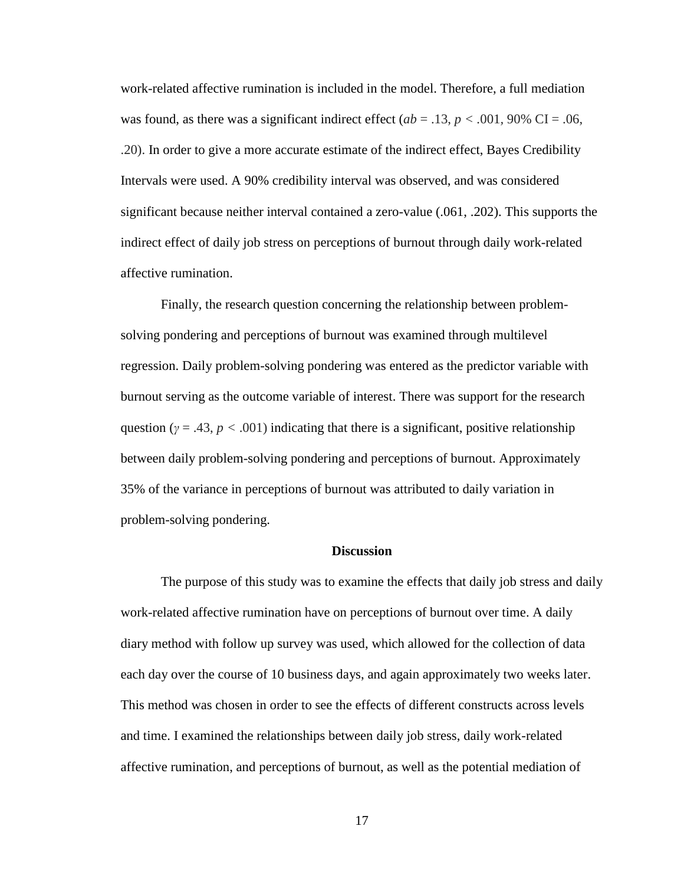work-related affective rumination is included in the model. Therefore, a full mediation was found, as there was a significant indirect effect ($ab$ = .13, $p < .001$, 90% CI = .06, .20). In order to give a more accurate estimate of the indirect effect, Bayes Credibility Intervals were used. A 90% credibility interval was observed, and was considered significant because neither interval contained a zero-value (.061, .202). This supports the indirect effect of daily job stress on perceptions of burnout through daily work-related affective rumination.

Finally, the research question concerning the relationship between problem-solving pondering and perceptions of burnout was examined through multilevel regression. Daily problem-solving pondering was entered as the predictor variable with burnout serving as the outcome variable of interest. There was support for the research question ($\gamma = .43$, $p < .001$) indicating that there is a significant, positive relationship between daily problem-solving pondering and perceptions of burnout. Approximately 35% of the variance in perceptions of burnout was attributed to daily variation in problem-solving pondering.

## Discussion

The purpose of this study was to examine the effects that daily job stress and daily work-related affective rumination have on perceptions of burnout over time. A daily diary method with follow up survey was used, which allowed for the collection of data each day over the course of 10 business days, and again approximately two weeks later. This method was chosen in order to see the effects of different constructs across levels and time. I examined the relationships between daily job stress, daily work-related affective rumination, and perceptions of burnout, as well as the potential mediation of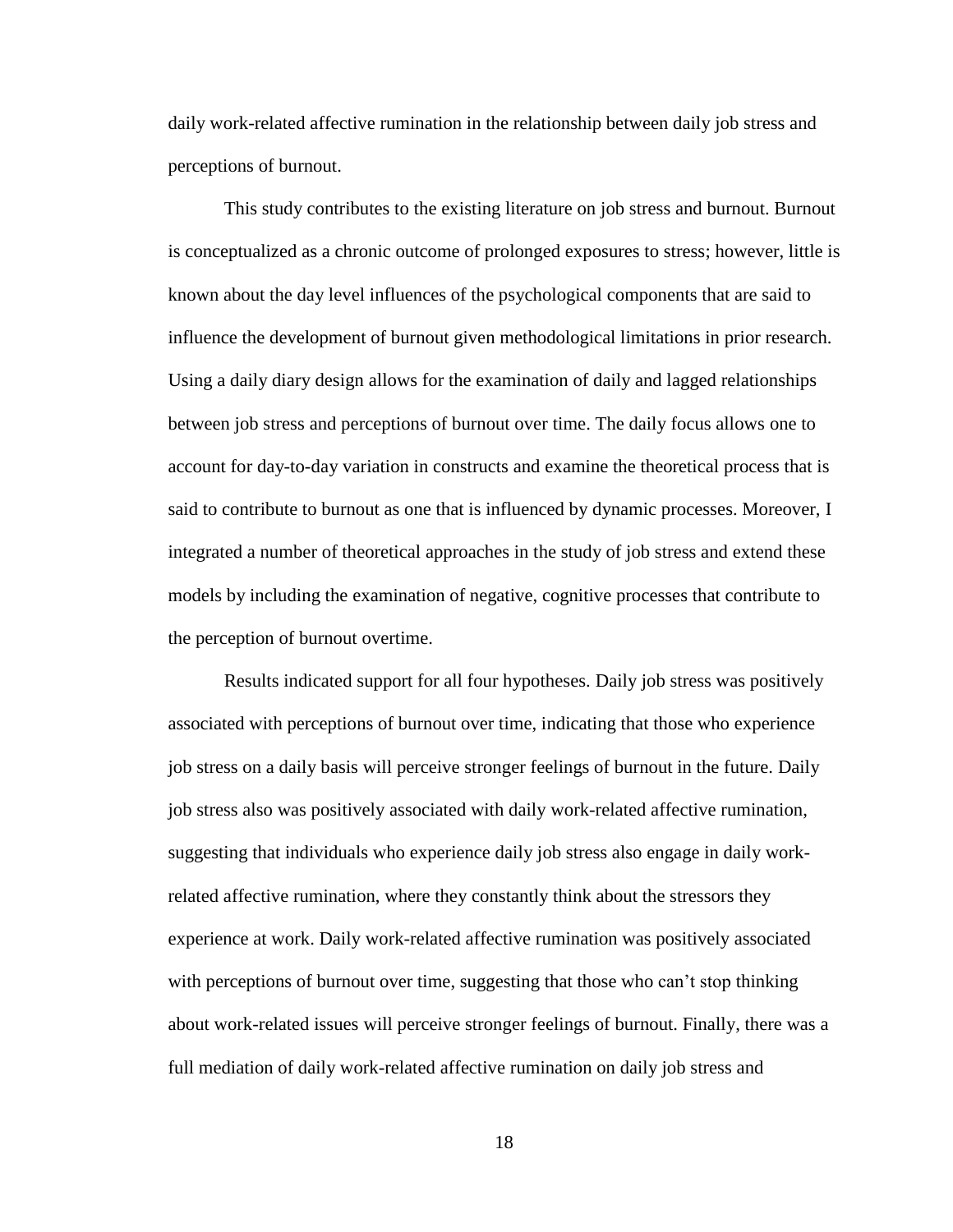daily work-related affective rumination in the relationship between daily job stress and perceptions of burnout.

This study contributes to the existing literature on job stress and burnout. Burnout is conceptualized as a chronic outcome of prolonged exposures to stress; however, little is known about the day level influences of the psychological components that are said to influence the development of burnout given methodological limitations in prior research. Using a daily diary design allows for the examination of daily and lagged relationships between job stress and perceptions of burnout over time. The daily focus allows one to account for day-to-day variation in constructs and examine the theoretical process that is said to contribute to burnout as one that is influenced by dynamic processes. Moreover, I integrated a number of theoretical approaches in the study of job stress and extend these models by including the examination of negative, cognitive processes that contribute to the perception of burnout overtime.

Results indicated support for all four hypotheses. Daily job stress was positively associated with perceptions of burnout over time, indicating that those who experience job stress on a daily basis will perceive stronger feelings of burnout in the future. Daily job stress also was positively associated with daily work-related affective rumination, suggesting that individuals who experience daily job stress also engage in daily work-related affective rumination, where they constantly think about the stressors they experience at work. Daily work-related affective rumination was positively associated with perceptions of burnout over time, suggesting that those who can't stop thinking about work-related issues will perceive stronger feelings of burnout. Finally, there was a full mediation of daily work-related affective rumination on daily job stress and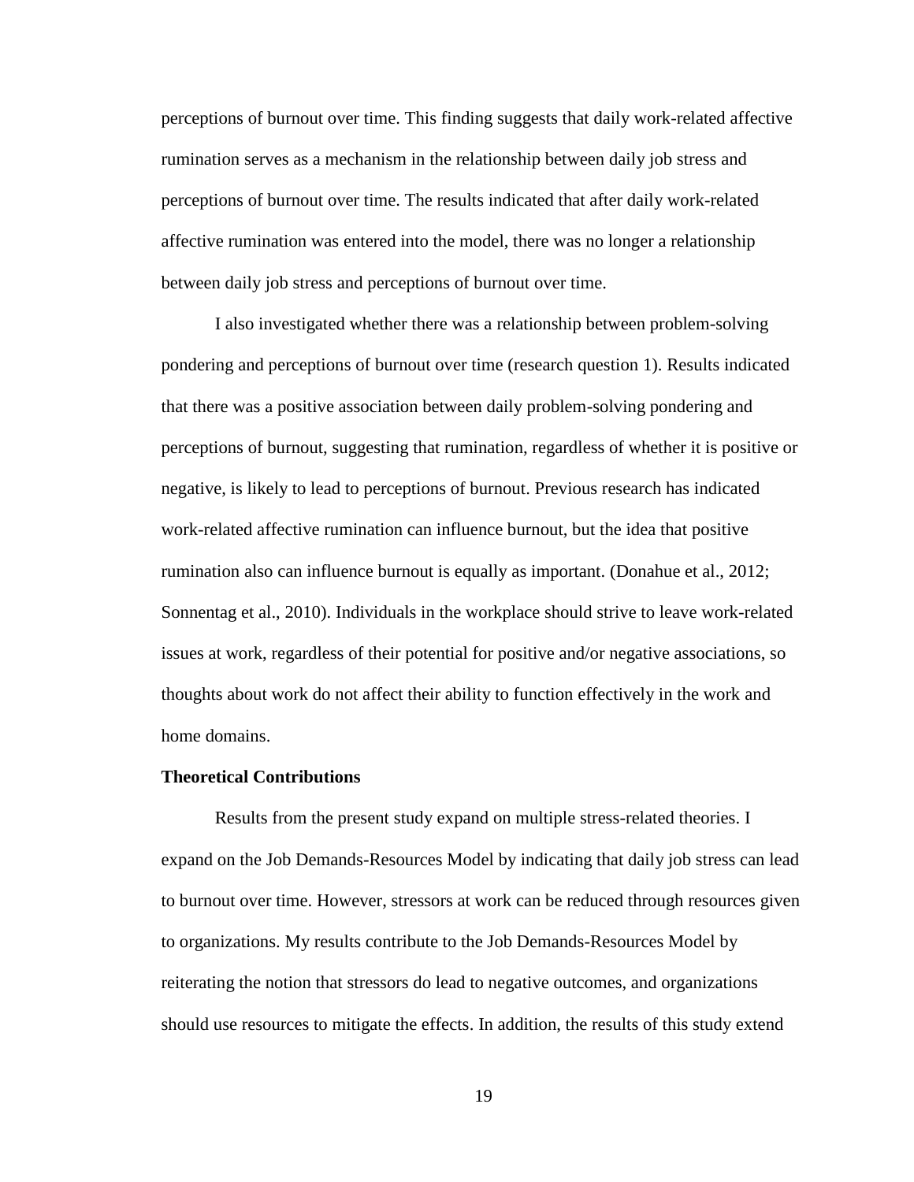perceptions of burnout over time. This finding suggests that daily work-related affective rumination serves as a mechanism in the relationship between daily job stress and perceptions of burnout over time. The results indicated that after daily work-related affective rumination was entered into the model, there was no longer a relationship between daily job stress and perceptions of burnout over time.

I also investigated whether there was a relationship between problem-solving pondering and perceptions of burnout over time (research question 1). Results indicated that there was a positive association between daily problem-solving pondering and perceptions of burnout, suggesting that rumination, regardless of whether it is positive or negative, is likely to lead to perceptions of burnout. Previous research has indicated work-related affective rumination can influence burnout, but the idea that positive rumination also can influence burnout is equally as important. (Donahue et al., 2012; Sonnentag et al., 2010). Individuals in the workplace should strive to leave work-related issues at work, regardless of their potential for positive and/or negative associations, so thoughts about work do not affect their ability to function effectively in the work and home domains.

**Theoretical Contributions**

Results from the present study expand on multiple stress-related theories. I expand on the Job Demands-Resources Model by indicating that daily job stress can lead to burnout over time. However, stressors at work can be reduced through resources given to organizations. My results contribute to the Job Demands-Resources Model by reiterating the notion that stressors do lead to negative outcomes, and organizations should use resources to mitigate the effects. In addition, the results of this study extend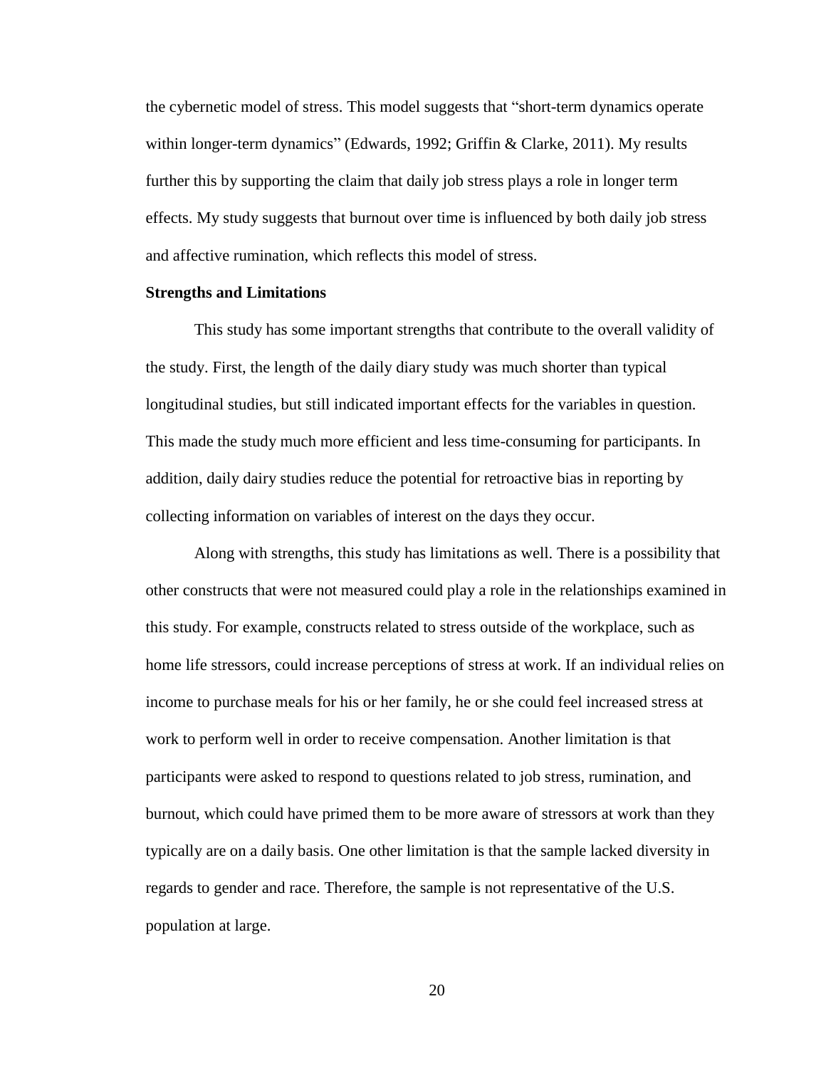the cybernetic model of stress. This model suggests that "short-term dynamics operate within longer-term dynamics" (Edwards, 1992; Griffin & Clarke, 2011). My results further this by supporting the claim that daily job stress plays a role in longer term effects. My study suggests that burnout over time is influenced by both daily job stress and affective rumination, which reflects this model of stress.

### Strengths and Limitations

This study has some important strengths that contribute to the overall validity of the study. First, the length of the daily diary study was much shorter than typical longitudinal studies, but still indicated important effects for the variables in question. This made the study much more efficient and less time-consuming for participants. In addition, daily dairy studies reduce the potential for retroactive bias in reporting by collecting information on variables of interest on the days they occur.

Along with strengths, this study has limitations as well. There is a possibility that other constructs that were not measured could play a role in the relationships examined in this study. For example, constructs related to stress outside of the workplace, such as home life stressors, could increase perceptions of stress at work. If an individual relies on income to purchase meals for his or her family, he or she could feel increased stress at work to perform well in order to receive compensation. Another limitation is that participants were asked to respond to questions related to job stress, rumination, and burnout, which could have primed them to be more aware of stressors at work than they typically are on a daily basis. One other limitation is that the sample lacked diversity in regards to gender and race. Therefore, the sample is not representative of the U.S. population at large.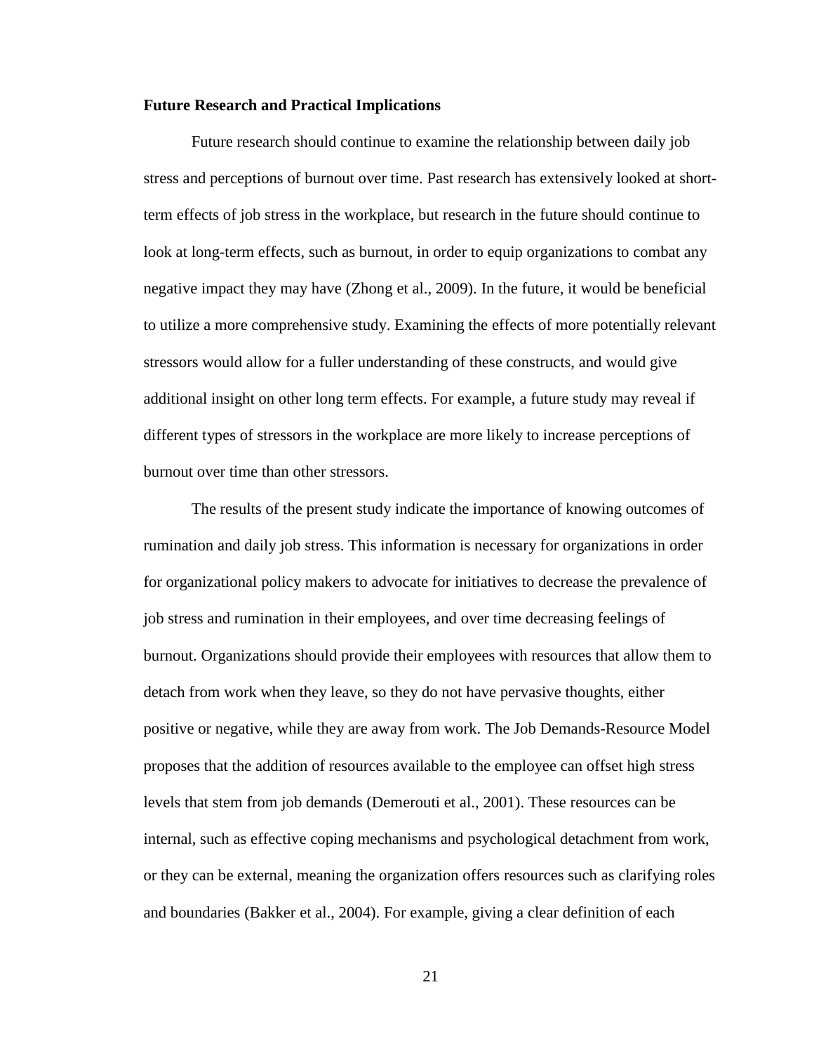**Future Research and Practical Implications**

Future research should continue to examine the relationship between daily job stress and perceptions of burnout over time. Past research has extensively looked at short-term effects of job stress in the workplace, but research in the future should continue to look at long-term effects, such as burnout, in order to equip organizations to combat any negative impact they may have (Zhong et al., 2009). In the future, it would be beneficial to utilize a more comprehensive study. Examining the effects of more potentially relevant stressors would allow for a fuller understanding of these constructs, and would give additional insight on other long term effects. For example, a future study may reveal if different types of stressors in the workplace are more likely to increase perceptions of burnout over time than other stressors.

The results of the present study indicate the importance of knowing outcomes of rumination and daily job stress. This information is necessary for organizations in order for organizational policy makers to advocate for initiatives to decrease the prevalence of job stress and rumination in their employees, and over time decreasing feelings of burnout. Organizations should provide their employees with resources that allow them to detach from work when they leave, so they do not have pervasive thoughts, either positive or negative, while they are away from work. The Job Demands-Resource Model proposes that the addition of resources available to the employee can offset high stress levels that stem from job demands (Demerouti et al., 2001). These resources can be internal, such as effective coping mechanisms and psychological detachment from work, or they can be external, meaning the organization offers resources such as clarifying roles and boundaries (Bakker et al., 2004). For example, giving a clear definition of each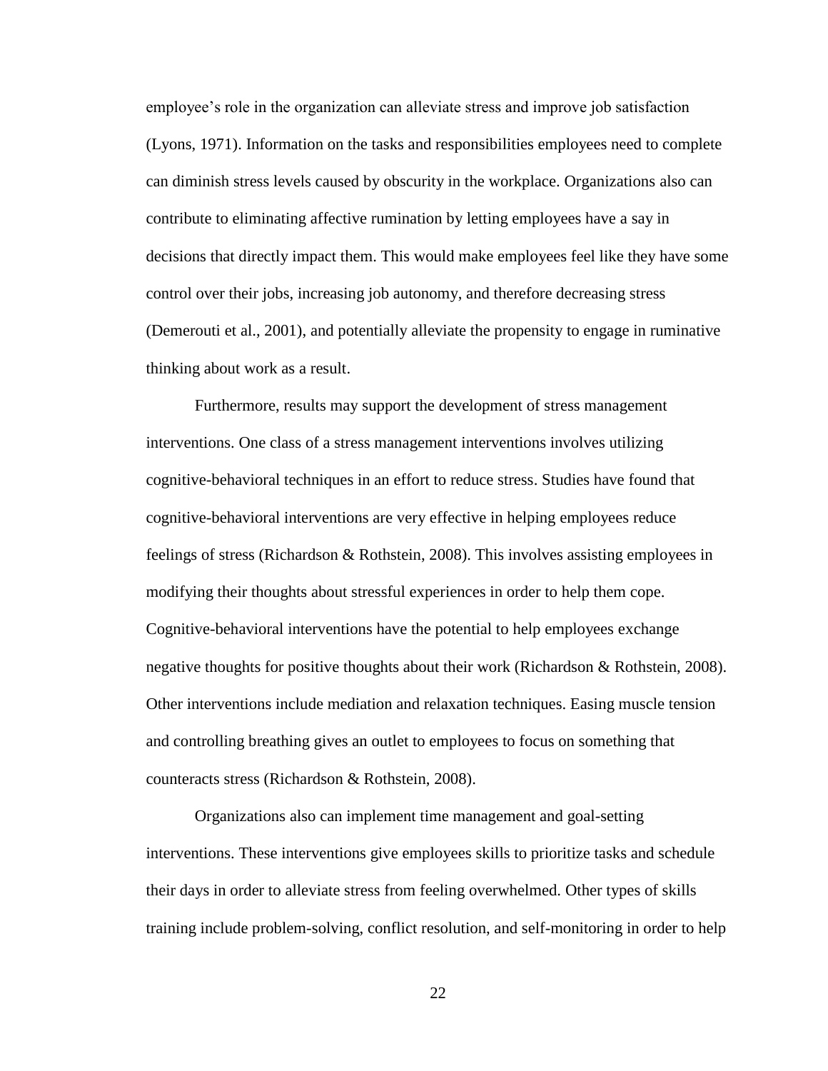employee's role in the organization can alleviate stress and improve job satisfaction (Lyons, 1971). Information on the tasks and responsibilities employees need to complete can diminish stress levels caused by obscurity in the workplace. Organizations also can contribute to eliminating affective rumination by letting employees have a say in decisions that directly impact them. This would make employees feel like they have some control over their jobs, increasing job autonomy, and therefore decreasing stress (Demerouti et al., 2001), and potentially alleviate the propensity to engage in ruminative thinking about work as a result.

Furthermore, results may support the development of stress management interventions. One class of a stress management interventions involves utilizing cognitive-behavioral techniques in an effort to reduce stress. Studies have found that cognitive-behavioral interventions are very effective in helping employees reduce feelings of stress (Richardson & Rothstein, 2008). This involves assisting employees in modifying their thoughts about stressful experiences in order to help them cope. Cognitive-behavioral interventions have the potential to help employees exchange negative thoughts for positive thoughts about their work (Richardson & Rothstein, 2008). Other interventions include mediation and relaxation techniques. Easing muscle tension and controlling breathing gives an outlet to employees to focus on something that counteracts stress (Richardson & Rothstein, 2008).

Organizations also can implement time management and goal-setting interventions. These interventions give employees skills to prioritize tasks and schedule their days in order to alleviate stress from feeling overwhelmed. Other types of skills training include problem-solving, conflict resolution, and self-monitoring in order to help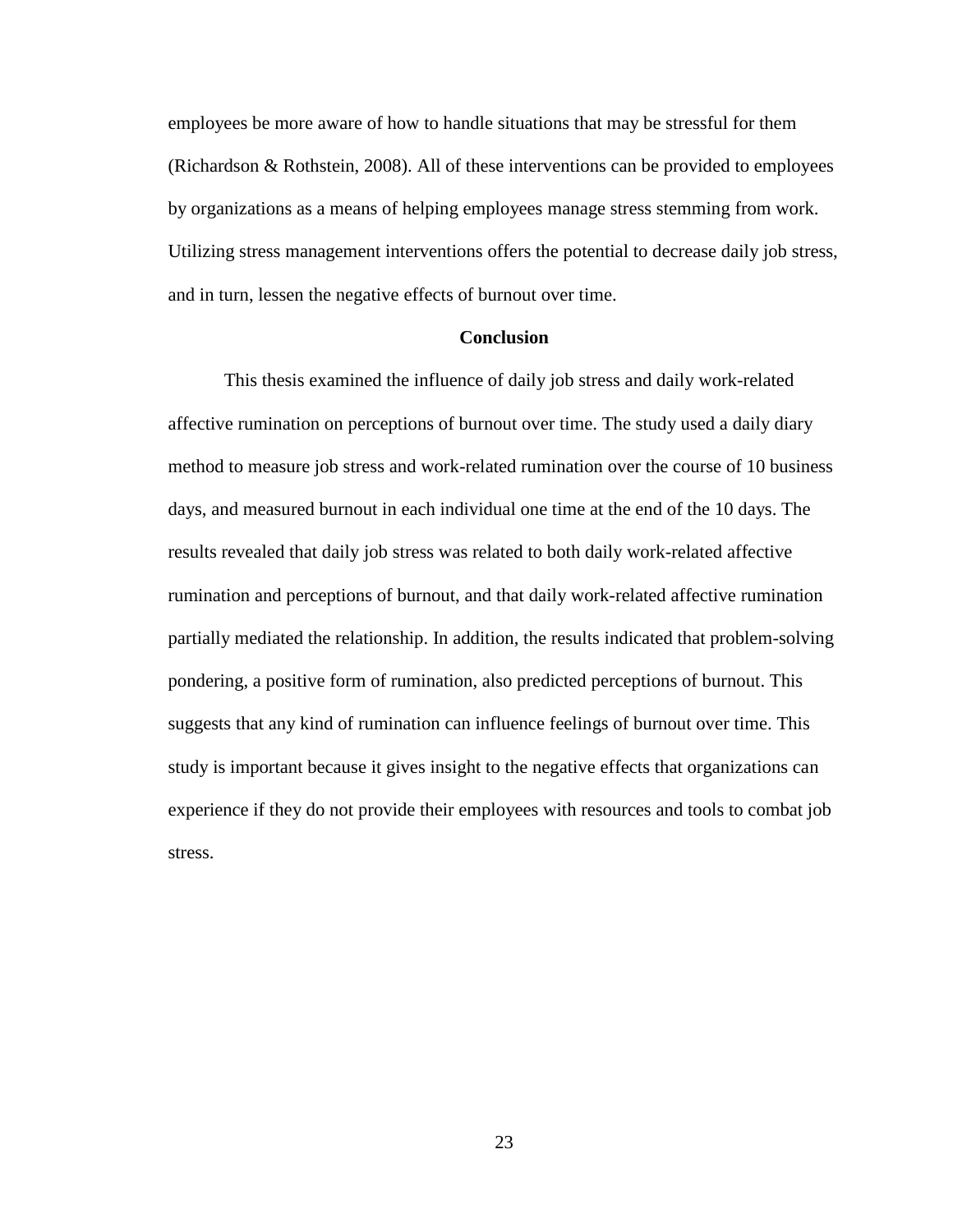employees be more aware of how to handle situations that may be stressful for them (Richardson & Rothstein, 2008). All of these interventions can be provided to employees by organizations as a means of helping employees manage stress stemming from work. Utilizing stress management interventions offers the potential to decrease daily job stress, and in turn, lessen the negative effects of burnout over time.

## Conclusion

This thesis examined the influence of daily job stress and daily work-related affective rumination on perceptions of burnout over time. The study used a daily diary method to measure job stress and work-related rumination over the course of 10 business days, and measured burnout in each individual one time at the end of the 10 days. The results revealed that daily job stress was related to both daily work-related affective rumination and perceptions of burnout, and that daily work-related affective rumination partially mediated the relationship. In addition, the results indicated that problem-solving pondering, a positive form of rumination, also predicted perceptions of burnout. This suggests that any kind of rumination can influence feelings of burnout over time. This study is important because it gives insight to the negative effects that organizations can experience if they do not provide their employees with resources and tools to combat job stress.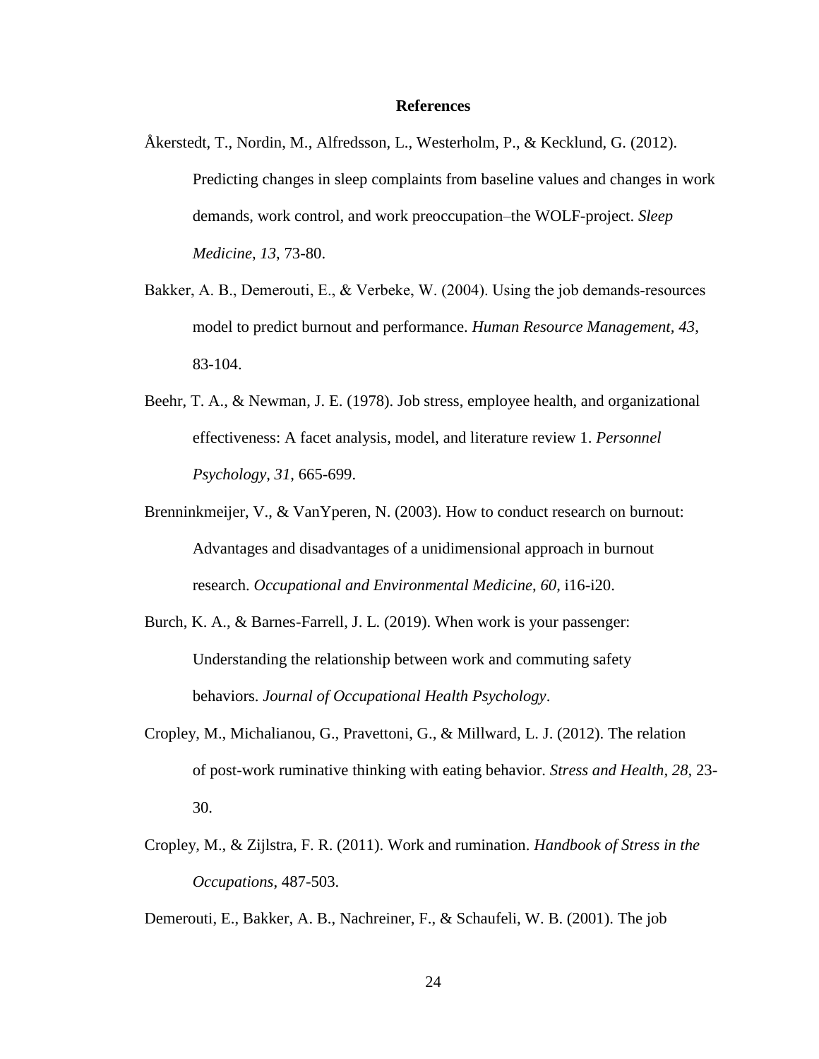# References

Åkerstedt, T., Nordin, M., Alfredsson, L., Westerholm, P., & Kecklund, G. (2012). Predicting changes in sleep complaints from baseline values and changes in work demands, work control, and work preoccupation–the WOLF-project. *Sleep Medicine*, *13*, 73-80.

Bakker, A. B., Demerouti, E., & Verbeke, W. (2004). Using the job demands-resources model to predict burnout and performance. *Human Resource Management, 43*, 83-104.

Beehr, T. A., & Newman, J. E. (1978). Job stress, employee health, and organizational effectiveness: A facet analysis, model, and literature review 1. *Personnel Psychology*, *31*, 665-699.

Brenninkmeijer, V., & VanYperen, N. (2003). How to conduct research on burnout: Advantages and disadvantages of a unidimensional approach in burnout research. *Occupational and Environmental Medicine*, *60*, i16-i20.

Burch, K. A., & Barnes-Farrell, J. L. (2019). When work is your passenger: Understanding the relationship between work and commuting safety behaviors. *Journal of Occupational Health Psychology*.

Cropley, M., Michalianou, G., Pravettoni, G., & Millward, L. J. (2012). The relation of post-work ruminative thinking with eating behavior. *Stress and Health, 28*, 23-30.

Cropley, M., & Zijlstra, F. R. (2011). Work and rumination. *Handbook of Stress in the Occupations*, 487-503.

Demerouti, E., Bakker, A. B., Nachreiner, F., & Schaufeli, W. B. (2001). The job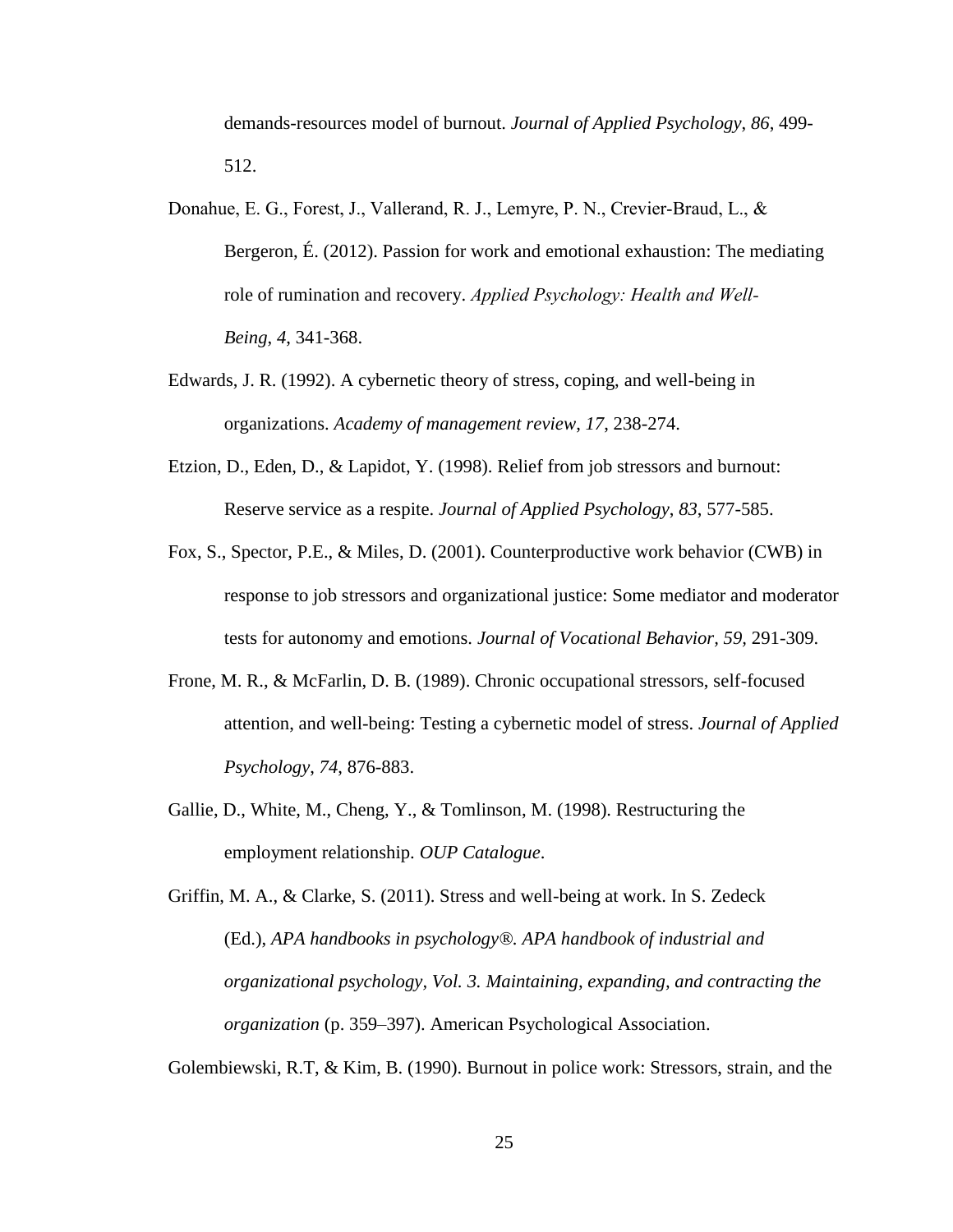demands-resources model of burnout. *Journal of Applied Psychology*, *86*, 499-512.

Donahue, E. G., Forest, J., Vallerand, R. J., Lemyre, P. N., Crevier-Braud, L., & Bergeron, É. (2012). Passion for work and emotional exhaustion: The mediating role of rumination and recovery. *Applied Psychology: Health and Well-Being*, *4*, 341-368.

Edwards, J. R. (1992). A cybernetic theory of stress, coping, and well-being in organizations. *Academy of management review*, *17*, 238-274.

Etzion, D., Eden, D., & Lapidot, Y. (1998). Relief from job stressors and burnout: Reserve service as a respite. *Journal of Applied Psychology*, *83*, 577-585.

Fox, S., Spector, P.E., & Miles, D. (2001). Counterproductive work behavior (CWB) in response to job stressors and organizational justice: Some mediator and moderator tests for autonomy and emotions. *Journal of Vocational Behavior, 59,* 291-309.

Frone, M. R., & McFarlin, D. B. (1989). Chronic occupational stressors, self-focused attention, and well-being: Testing a cybernetic model of stress. *Journal of Applied Psychology*, *74*, 876-883.

Gallie, D., White, M., Cheng, Y., & Tomlinson, M. (1998). Restructuring the employment relationship. *OUP Catalogue*.

Griffin, M. A., & Clarke, S. (2011). Stress and well-being at work. In S. Zedeck (Ed.), *APA handbooks in psychology®. APA handbook of industrial and organizational psychology, Vol. 3. Maintaining, expanding, and contracting the organization* (p. 359–397). American Psychological Association.

Golembiewski, R.T, & Kim, B. (1990). Burnout in police work: Stressors, strain, and the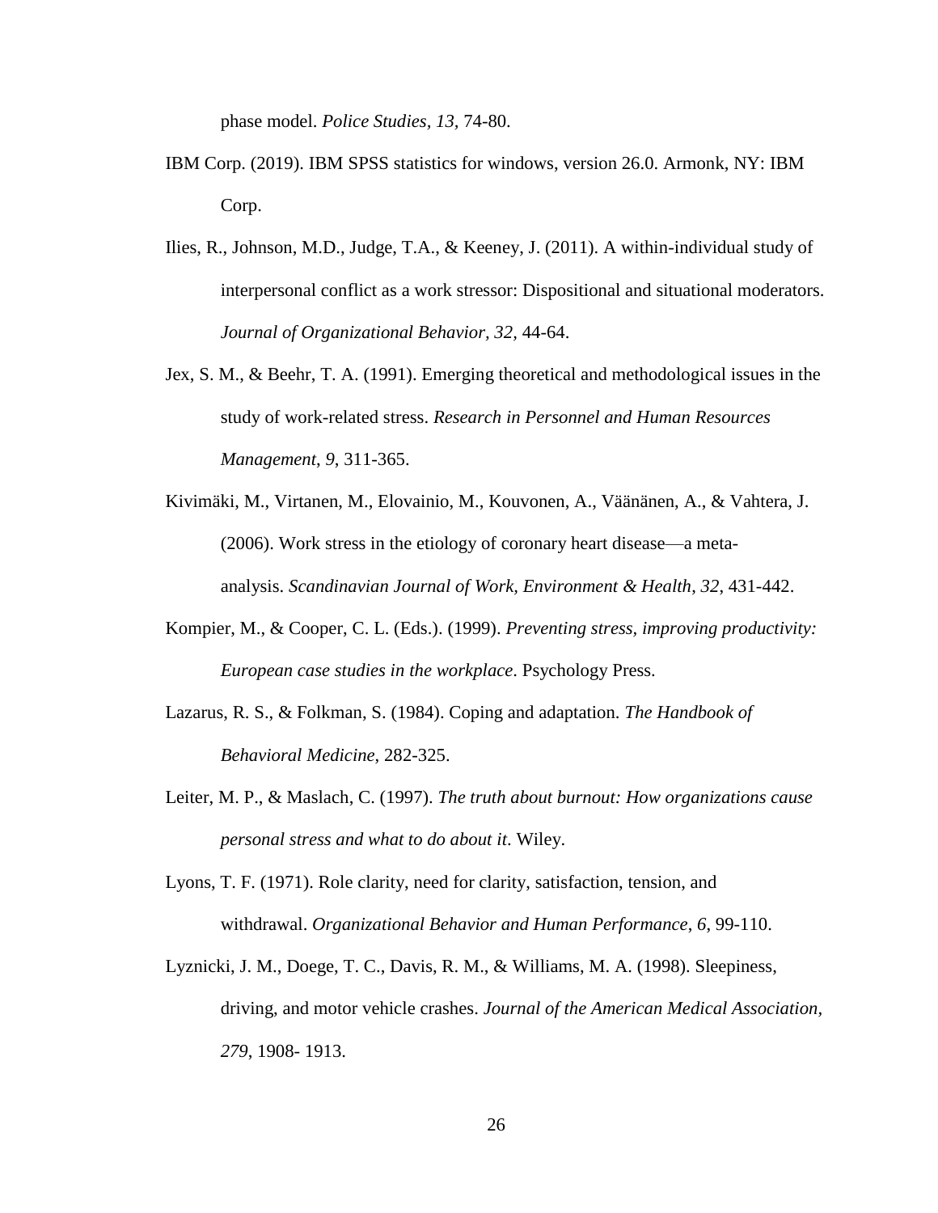phase model. *Police Studies, 13*, 74-80.

IBM Corp. (2019). IBM SPSS statistics for windows, version 26.0. Armonk, NY: IBM Corp.

Ilies, R., Johnson, M.D., Judge, T.A., & Keeney, J. (2011). A within-individual study of interpersonal conflict as a work stressor: Dispositional and situational moderators. *Journal of Organizational Behavior, 32*, 44-64.

Jex, S. M., & Beehr, T. A. (1991). Emerging theoretical and methodological issues in the study of work-related stress. *Research in Personnel and Human Resources Management, 9*, 311-365.

Kivimäki, M., Virtanen, M., Elovainio, M., Kouvonen, A., Väänänen, A., & Vahtera, J. (2006). Work stress in the etiology of coronary heart disease—a meta-analysis. *Scandinavian Journal of Work, Environment & Health*, *32*, 431-442.

Kompier, M., & Cooper, C. L. (Eds.). (1999). *Preventing stress, improving productivity: European case studies in the workplace*. Psychology Press.

Lazarus, R. S., & Folkman, S. (1984). Coping and adaptation. *The Handbook of Behavioral Medicine*, 282-325.

Leiter, M. P., & Maslach, C. (1997). *The truth about burnout: How organizations cause personal stress and what to do about it*. Wiley.

Lyons, T. F. (1971). Role clarity, need for clarity, satisfaction, tension, and withdrawal. *Organizational Behavior and Human Performance*, *6*, 99-110.

Lyznicki, J. M., Doege, T. C., Davis, R. M., & Williams, M. A. (1998). Sleepiness, driving, and motor vehicle crashes. *Journal of the American Medical Association*, *279*, 1908- 1913.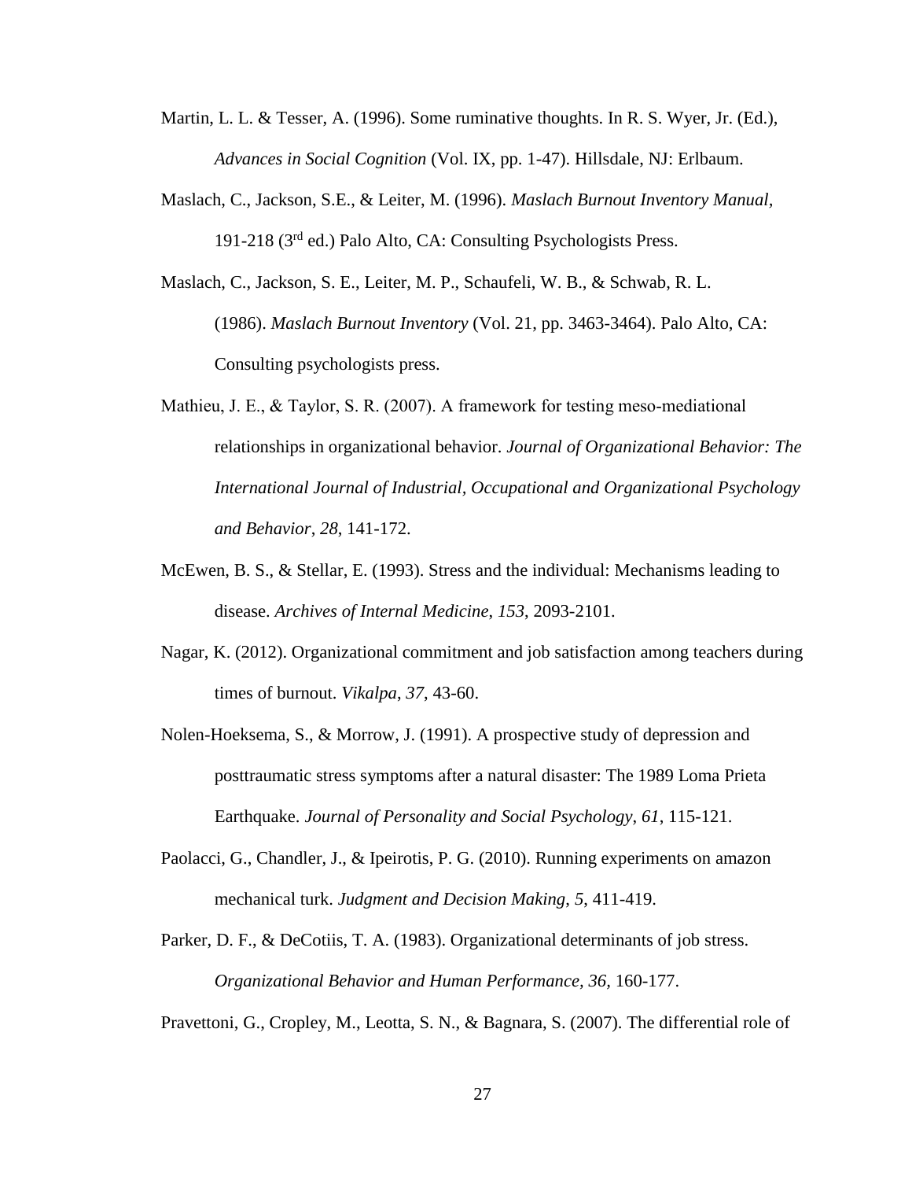Martin, L. L. & Tesser, A. (1996). Some ruminative thoughts. In R. S. Wyer, Jr. (Ed.), *Advances in Social Cognition* (Vol. IX, pp. 1-47). Hillsdale, NJ: Erlbaum.

Maslach, C., Jackson, S.E., & Leiter, M. (1996). *Maslach Burnout Inventory Manual,* 191-218 (3rd ed.) Palo Alto, CA: Consulting Psychologists Press.

Maslach, C., Jackson, S. E., Leiter, M. P., Schaufeli, W. B., & Schwab, R. L. (1986). *Maslach Burnout Inventory* (Vol. 21, pp. 3463-3464). Palo Alto, CA: Consulting psychologists press.

Mathieu, J. E., & Taylor, S. R. (2007). A framework for testing meso-mediational relationships in organizational behavior. *Journal of Organizational Behavior: The International Journal of Industrial, Occupational and Organizational Psychology and Behavior*, *28*, 141-172.

McEwen, B. S., & Stellar, E. (1993). Stress and the individual: Mechanisms leading to disease. *Archives of Internal Medicine*, *153*, 2093-2101.

Nagar, K. (2012). Organizational commitment and job satisfaction among teachers during times of burnout. *Vikalpa*, *37*, 43-60.

Nolen-Hoeksema, S., & Morrow, J. (1991). A prospective study of depression and posttraumatic stress symptoms after a natural disaster: The 1989 Loma Prieta Earthquake. *Journal of Personality and Social Psychology*, *61*, 115-121.

Paolacci, G., Chandler, J., & Ipeirotis, P. G. (2010). Running experiments on amazon mechanical turk. *Judgment and Decision Making*, *5*, 411-419.

Parker, D. F., & DeCotiis, T. A. (1983). Organizational determinants of job stress. *Organizational Behavior and Human Performance, 36,* 160-177.

Pravettoni, G., Cropley, M., Leotta, S. N., & Bagnara, S. (2007). The differential role of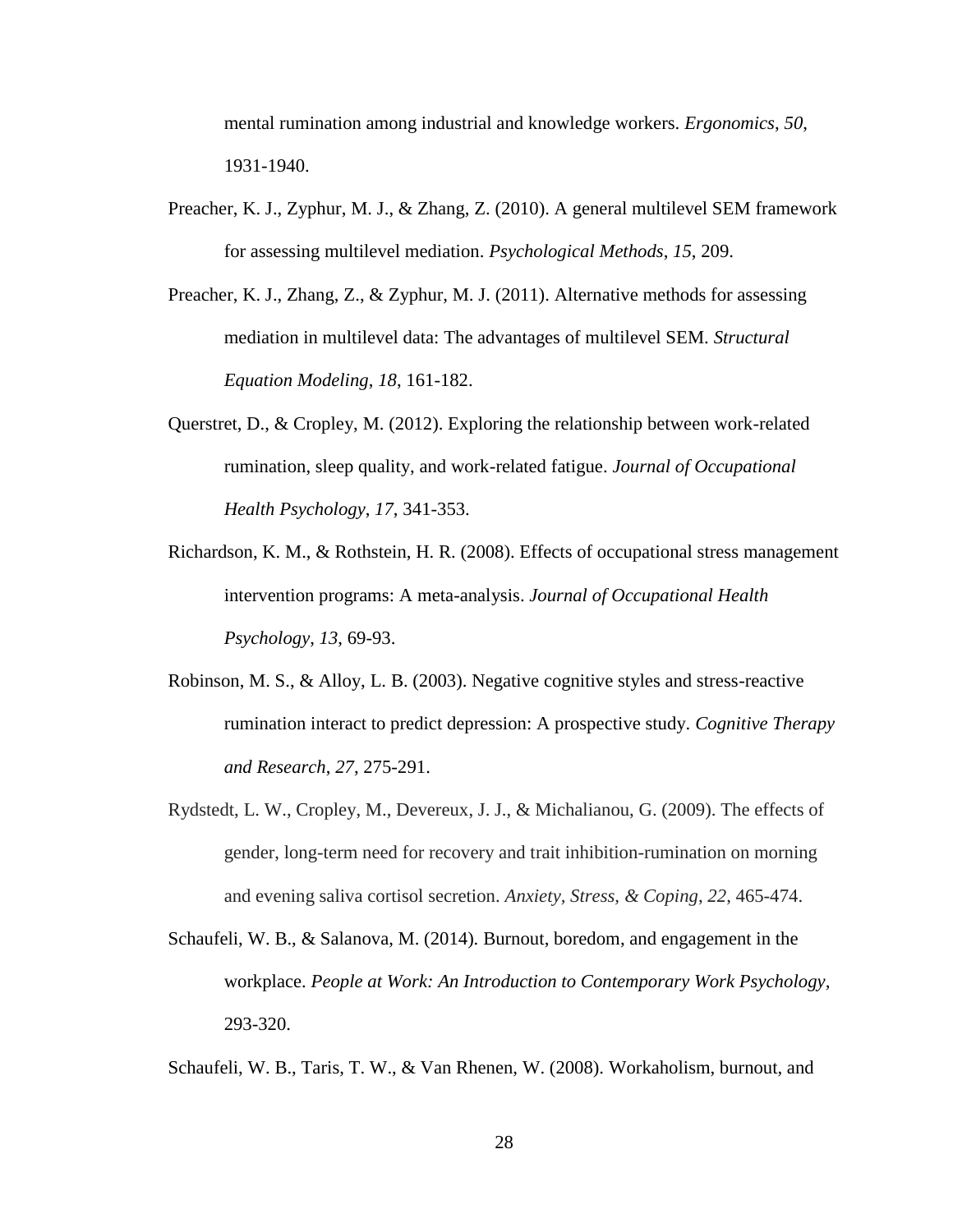mental rumination among industrial and knowledge workers. *Ergonomics*, *50*, 1931-1940.

Preacher, K. J., Zyphur, M. J., & Zhang, Z. (2010). A general multilevel SEM framework for assessing multilevel mediation. *Psychological Methods*, *15*, 209.

Preacher, K. J., Zhang, Z., & Zyphur, M. J. (2011). Alternative methods for assessing mediation in multilevel data: The advantages of multilevel SEM. *Structural Equation Modeling*, *18*, 161-182.

Querstret, D., & Cropley, M. (2012). Exploring the relationship between work-related rumination, sleep quality, and work-related fatigue. *Journal of Occupational Health Psychology*, *17*, 341-353.

Richardson, K. M., & Rothstein, H. R. (2008). Effects of occupational stress management intervention programs: A meta-analysis. *Journal of Occupational Health Psychology*, *13*, 69-93.

Robinson, M. S., & Alloy, L. B. (2003). Negative cognitive styles and stress-reactive rumination interact to predict depression: A prospective study. *Cognitive Therapy and Research*, *27*, 275-291.

Rydstedt, L. W., Cropley, M., Devereux, J. J., & Michalianou, G. (2009). The effects of gender, long-term need for recovery and trait inhibition-rumination on morning and evening saliva cortisol secretion. *Anxiety, Stress, & Coping*, *22*, 465-474.

Schaufeli, W. B., & Salanova, M. (2014). Burnout, boredom, and engagement in the workplace. *People at Work: An Introduction to Contemporary Work Psychology*, 293-320.

Schaufeli, W. B., Taris, T. W., & Van Rhenen, W. (2008). Workaholism, burnout, and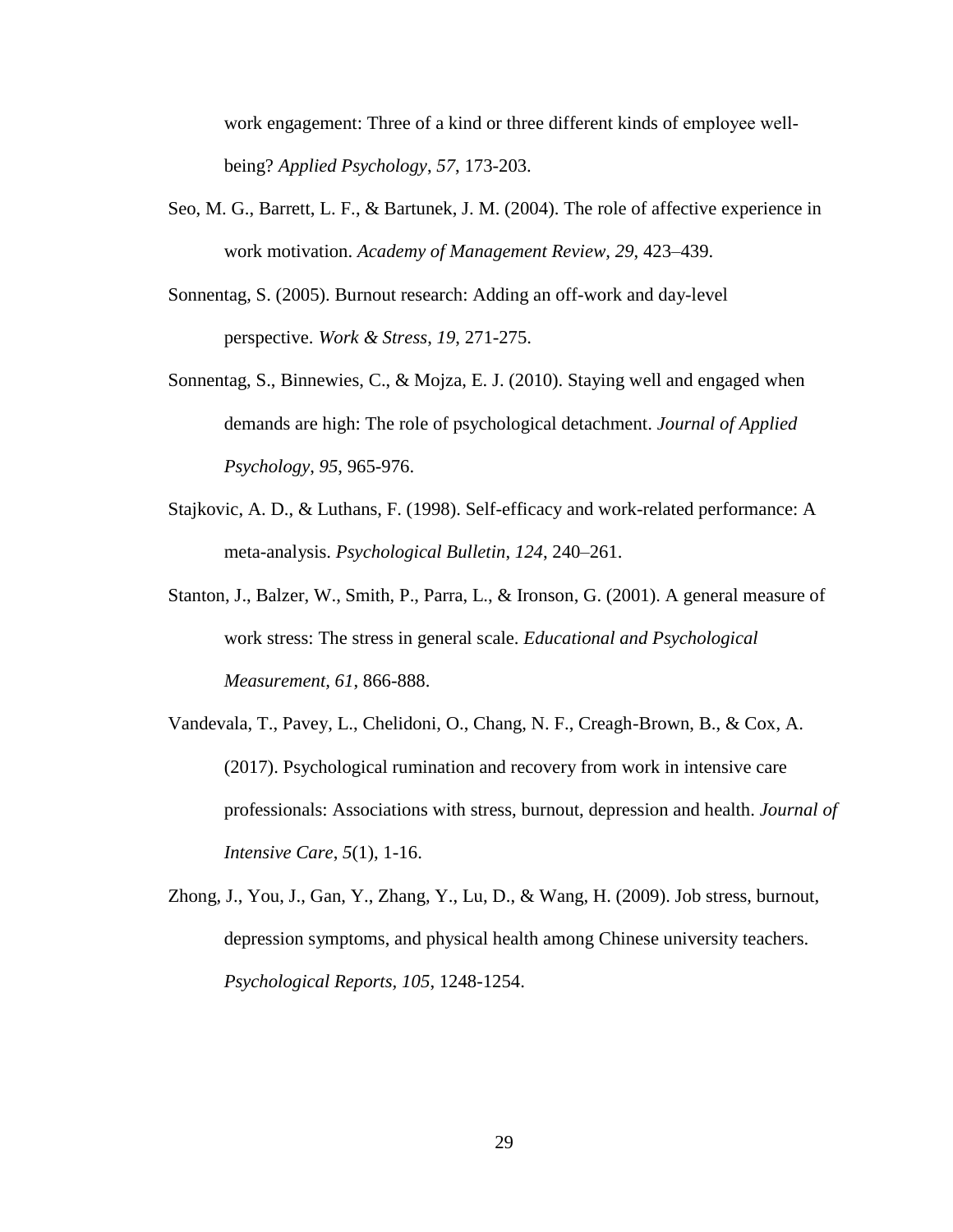work engagement: Three of a kind or three different kinds of employee well-being? *Applied Psychology*, *57*, 173-203.

Seo, M. G., Barrett, L. F., & Bartunek, J. M. (2004). The role of affective experience in work motivation. *Academy of Management Review*, *29*, 423–439.

Sonnentag, S. (2005). Burnout research: Adding an off-work and day-level perspective. *Work & Stress*, *19*, 271-275.

Sonnentag, S., Binnewies, C., & Mojza, E. J. (2010). Staying well and engaged when demands are high: The role of psychological detachment. *Journal of Applied Psychology*, *95*, 965-976.

Stajkovic, A. D., & Luthans, F. (1998). Self-efficacy and work-related performance: A meta-analysis. *Psychological Bulletin*, *124*, 240–261.

Stanton, J., Balzer, W., Smith, P., Parra, L., & Ironson, G. (2001). A general measure of work stress: The stress in general scale. *Educational and Psychological Measurement, 61*, 866-888.

Vandevala, T., Pavey, L., Chelidoni, O., Chang, N. F., Creagh-Brown, B., & Cox, A. (2017). Psychological rumination and recovery from work in intensive care professionals: Associations with stress, burnout, depression and health. *Journal of Intensive Care*, *5*(1), 1-16.

Zhong, J., You, J., Gan, Y., Zhang, Y., Lu, D., & Wang, H. (2009). Job stress, burnout, depression symptoms, and physical health among Chinese university teachers. *Psychological Reports*, *105*, 1248-1254.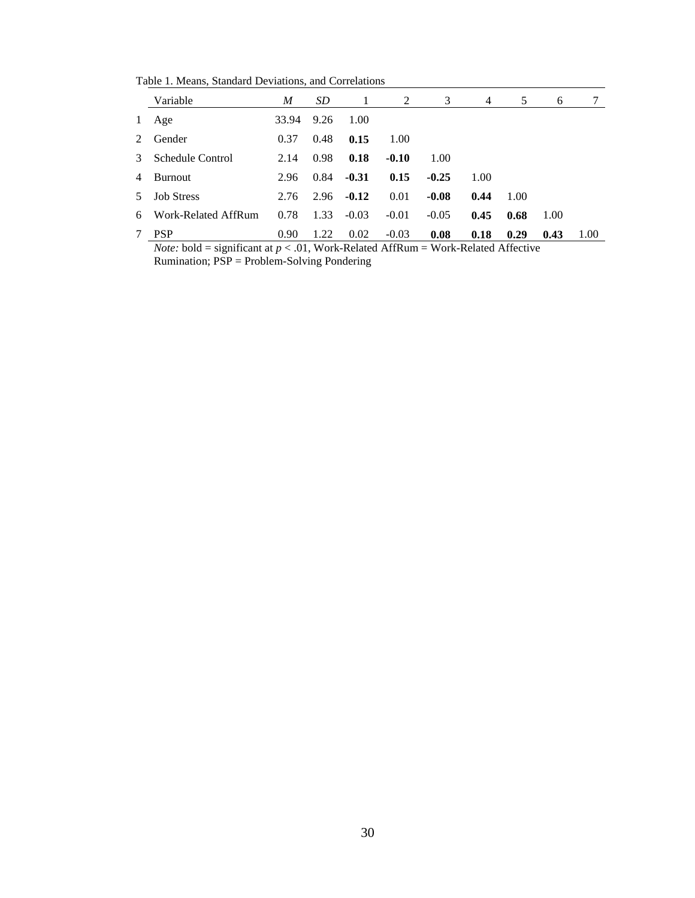Table 1. Means, Standard Deviations, and Correlations

| | Variable | *M* | *SD* | 1 | 2 | 3 | 4 | 5 | 6 | 7 |
|---|---|---|---|---|---|---|---|---|---|---|
| 1 | Age | 33.94 | 9.26 | 1.00 | | | | | | |
| 2 | Gender | 0.37 | 0.48 | **0.15** | 1.00 | | | | | |
| 3 | Schedule Control | 2.14 | 0.98 | **0.18** | **-0.10** | 1.00 | | | | |
| 4 | Burnout | 2.96 | 0.84 | **-0.31** | **0.15** | **-0.25** | 1.00 | | | |
| 5 | Job Stress | 2.76 | 2.96 | **-0.12** | 0.01 | **-0.08** | **0.44** | 1.00 | | |
| 6 | Work-Related AffRum | 0.78 | 1.33 | -0.03 | -0.01 | -0.05 | **0.45** | **0.68** | 1.00 | |
| 7 | PSP | 0.90 | 1.22 | 0.02 | -0.03 | **0.08** | **0.18** | **0.29** | **0.43** | 1.00 |

*Note:* bold = significant at $p < .01$, Work-Related AffRum = Work-Related Affective Rumination; PSP = Problem-Solving Pondering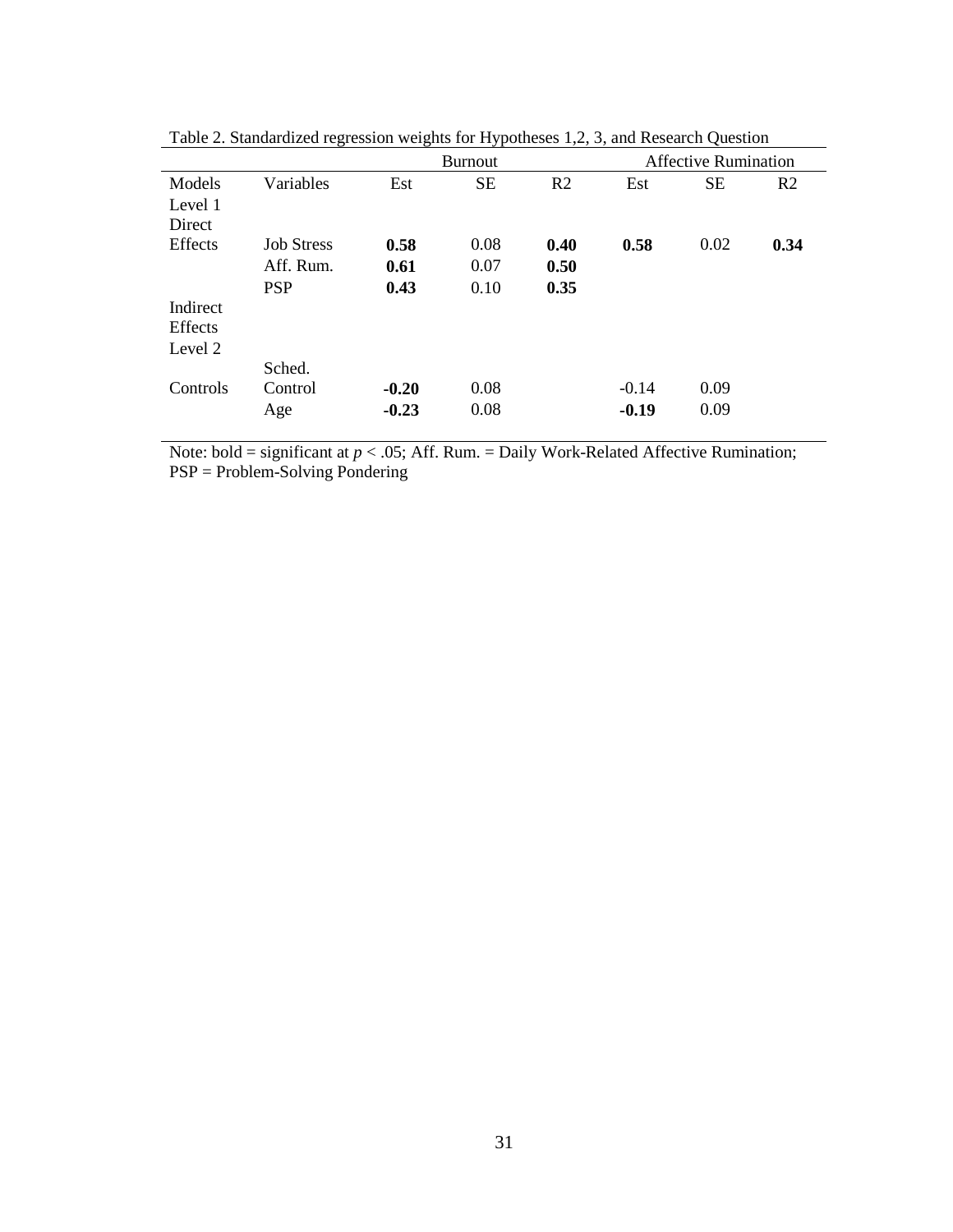Table 2. Standardized regression weights for Hypotheses 1,2, 3, and Research Question

| | | Burnout | | | Affective Rumination | | |
|---|---|---|---|---|---|---|---|
| Models | Variables | Est | SE | R2 | Est | SE | R2 |
| Level 1 | | | | | | | |
| Direct Effects | Job Stress | **0.58** | 0.08 | **0.40** | **0.58** | 0.02 | **0.34** |
| | Aff. Rum. | **0.61** | 0.07 | **0.50** | | | |
| | PSP | **0.43** | 0.10 | **0.35** | | | |
| Indirect Effects | | | | | | | |
| Level 2 | | | | | | | |
| Controls | Sched. Control | **-0.20** | 0.08 | | -0.14 | 0.09 | |
| | Age | **-0.23** | 0.08 | | **-0.19** | 0.09 | |

Note: bold = significant at $p < .05$; Aff. Rum. = Daily Work-Related Affective Rumination; PSP = Problem-Solving Pondering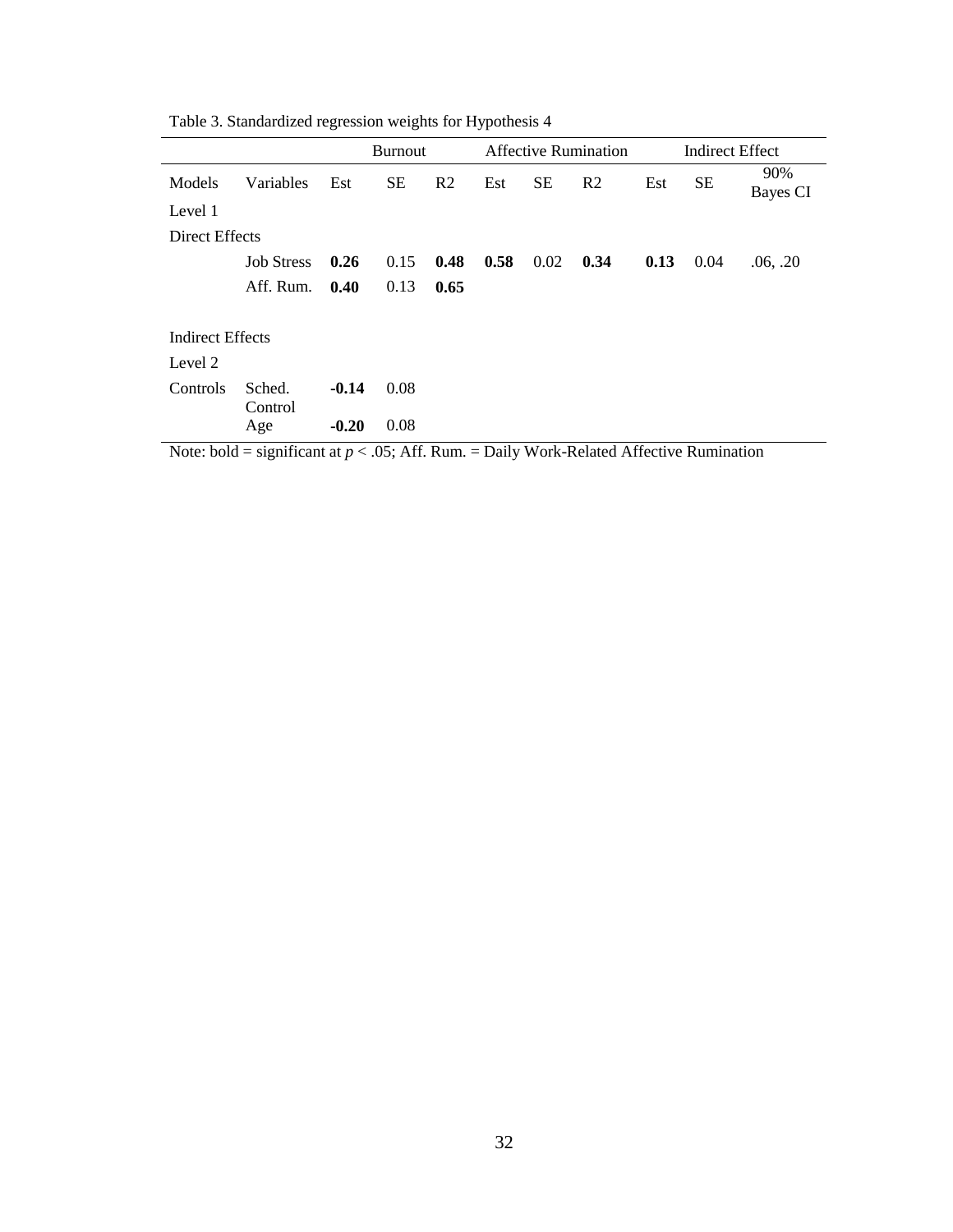Table 3. Standardized regression weights for Hypothesis 4

| | | Burnout | | | Affective Rumination | | | Indirect Effect | | |
|---|---|---|---|---|---|---|---|---|---|---|
| Models | Variables | Est | SE | R2 | Est | SE | R2 | Est | SE | 90% Bayes CI |
| Level 1 | | | | | | | | | | |
| Direct Effects | | | | | | | | | | |
| | Job Stress | **0.26** | 0.15 | **0.48** | **0.58** | 0.02 | **0.34** | **0.13** | 0.04 | .06, .20 |
| | Aff. Rum. | **0.40** | 0.13 | **0.65** | | | | | | |
| Indirect Effects | | | | | | | | | | |
| Level 2 | | | | | | | | | | |
| Controls | Sched. Control | **-0.14** | 0.08 | | | | | | | |
| | Age | **-0.20** | 0.08 | | | | | | | |

Note: bold = significant at *p* < .05; Aff. Rum. = Daily Work-Related Affective Rumination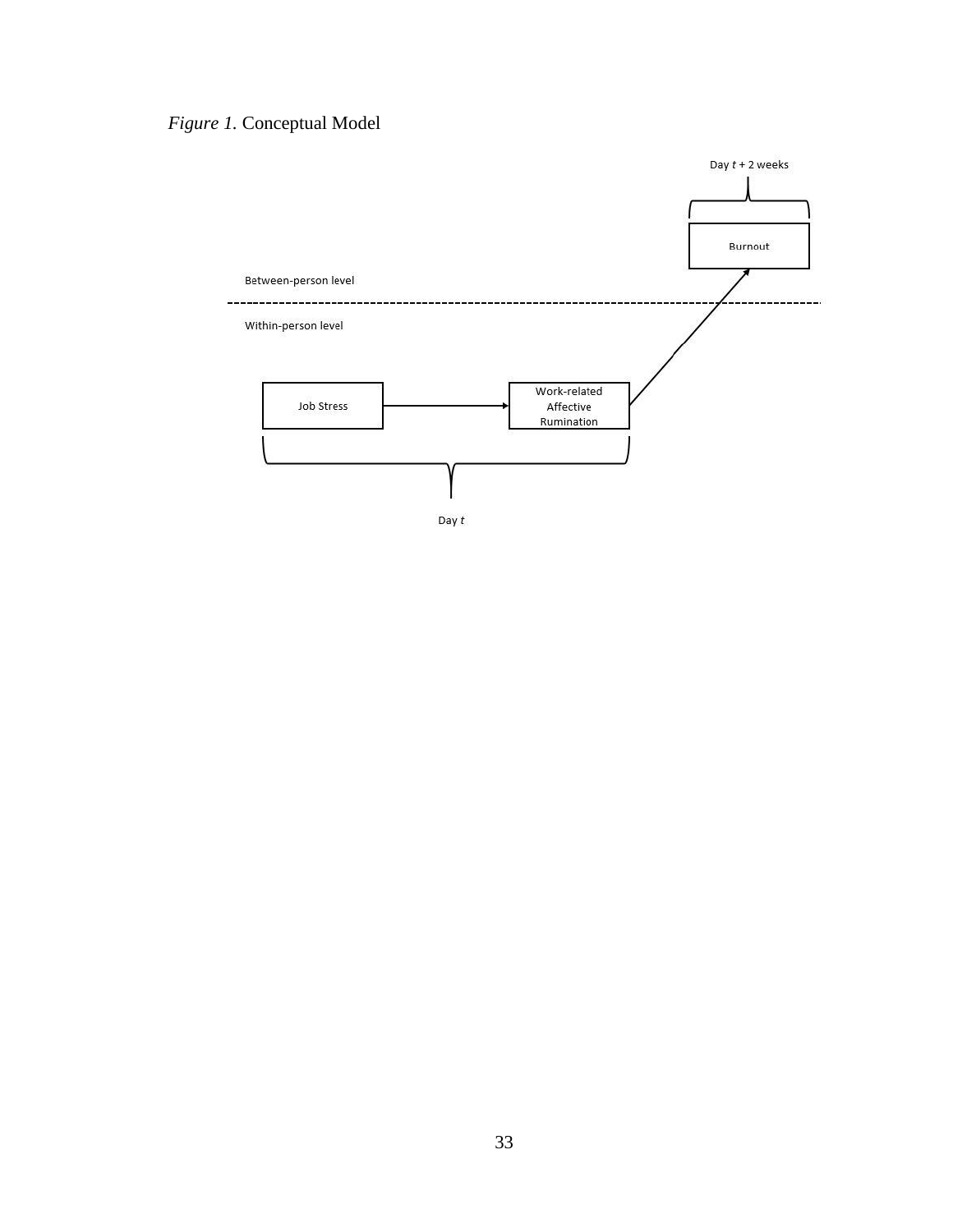*Figure 1*. Conceptual Model

Day *t* + 2 weeks

Burnout

Between-person level

Within-person level

Job Stress

Work-related Affective Rumination

Day *t*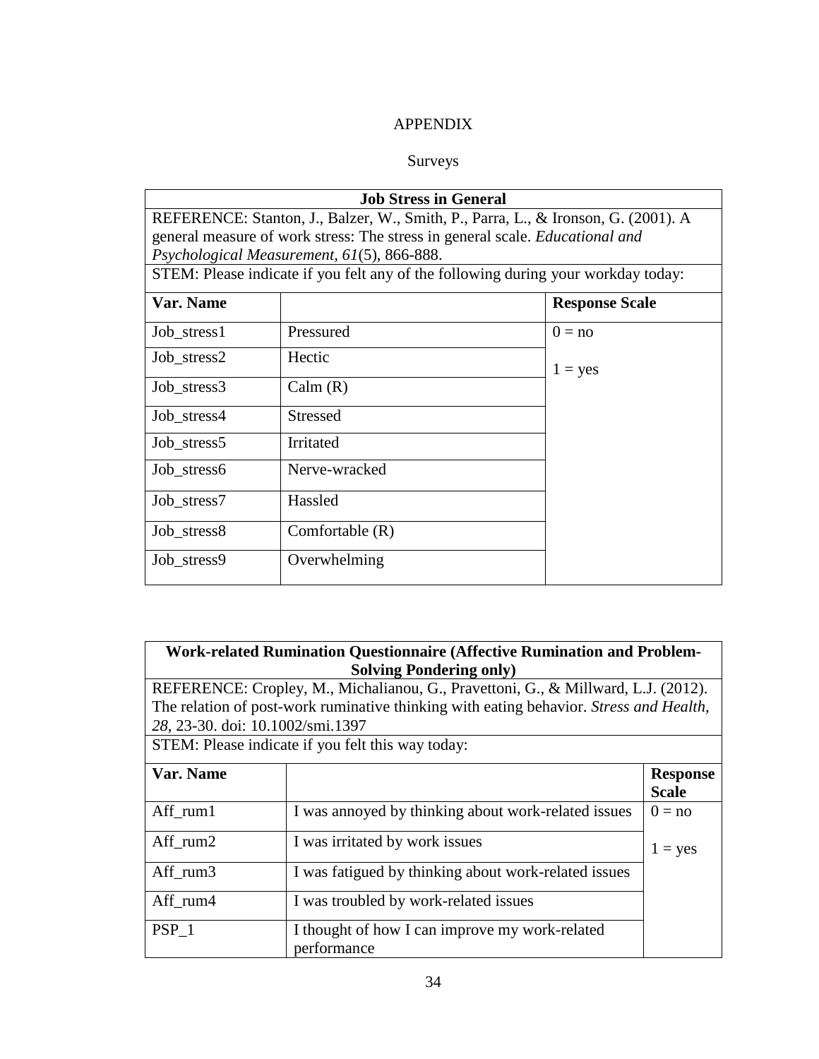# APPENDIX

## Surveys

| **Job Stress in General** | | |
|---|---|---|
| REFERENCE: Stanton, J., Balzer, W., Smith, P., Parra, L., & Ironson, G. (2001). A general measure of work stress: The stress in general scale. *Educational and Psychological Measurement, 61*(5), 866-888. | | |
| STEM: Please indicate if you felt any of the following during your workday today: | | |
| **Var. Name** | | **Response Scale** |
| Job_stress1 | Pressured | 0 = no<br>1 = yes |
| Job_stress2 | Hectic | |
| Job_stress3 | Calm (R) | |
| Job_stress4 | Stressed | |
| Job_stress5 | Irritated | |
| Job_stress6 | Nerve-wracked | |
| Job_stress7 | Hassled | |
| Job_stress8 | Comfortable (R) | |
| Job_stress9 | Overwhelming | |

| **Work-related Rumination Questionnaire (Affective Rumination and Problem-Solving Pondering only)** | | |
|---|---|---|
| REFERENCE: Cropley, M., Michalianou, G., Pravettoni, G., & Millward, L.J. (2012). The relation of post-work ruminative thinking with eating behavior. *Stress and Health, 28*, 23-30. doi: 10.1002/smi.1397 | | |
| STEM: Please indicate if you felt this way today: | | |
| **Var. Name** | | **Response Scale** |
| Aff_rum1 | I was annoyed by thinking about work-related issues | 0 = no<br>1 = yes |
| Aff_rum2 | I was irritated by work issues | |
| Aff_rum3 | I was fatigued by thinking about work-related issues | |
| Aff_rum4 | I was troubled by work-related issues | |
| PSP_1 | I thought of how I can improve my work-related performance | |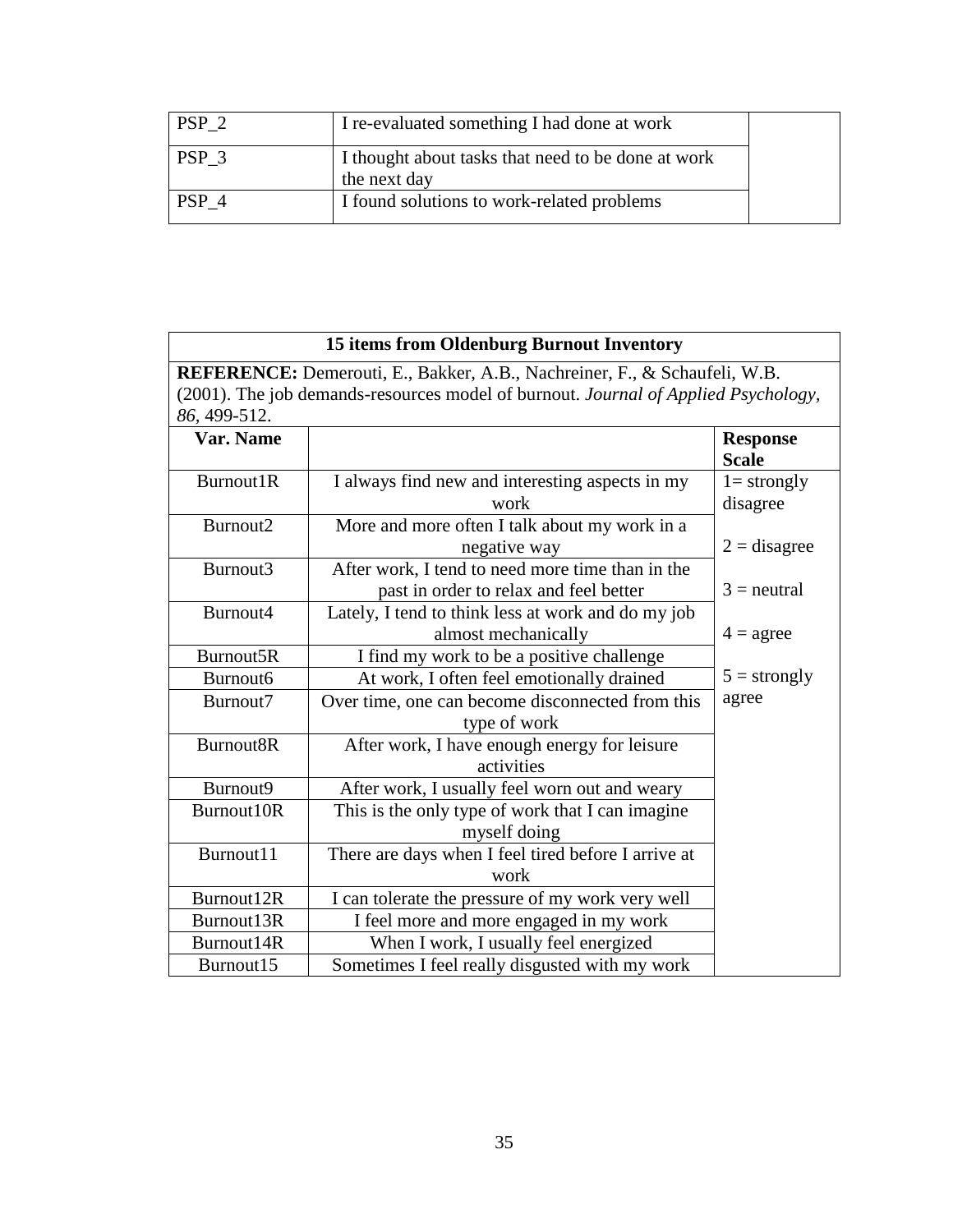| | | |
|---|---|---|
| PSP_2 | I re-evaluated something I had done at work | |
| PSP_3 | I thought about tasks that need to be done at work the next day | |
| PSP_4 | I found solutions to work-related problems | |

| **15 items from Oldenburg Burnout Inventory** | | |
|---|---|---|
| **REFERENCE:** Demerouti, E., Bakker, A.B., Nachreiner, F., & Schaufeli, W.B. (2001). The job demands-resources model of burnout. *Journal of Applied Psychology*, *86*, 499-512. | | |
| **Var. Name** | | **Response Scale** |
| Burnout1R | I always find new and interesting aspects in my work | 1= strongly disagree<br>2 = disagree<br>3 = neutral<br>4 = agree<br>5 = strongly agree |
| Burnout2 | More and more often I talk about my work in a negative way | |
| Burnout3 | After work, I tend to need more time than in the past in order to relax and feel better | |
| Burnout4 | Lately, I tend to think less at work and do my job almost mechanically | |
| Burnout5R | I find my work to be a positive challenge | |
| Burnout6 | At work, I often feel emotionally drained | |
| Burnout7 | Over time, one can become disconnected from this type of work | |
| Burnout8R | After work, I have enough energy for leisure activities | |
| Burnout9 | After work, I usually feel worn out and weary | |
| Burnout10R | This is the only type of work that I can imagine myself doing | |
| Burnout11 | There are days when I feel tired before I arrive at work | |
| Burnout12R | I can tolerate the pressure of my work very well | |
| Burnout13R | I feel more and more engaged in my work | |
| Burnout14R | When I work, I usually feel energized | |
| Burnout15 | Sometimes I feel really disgusted with my work | |